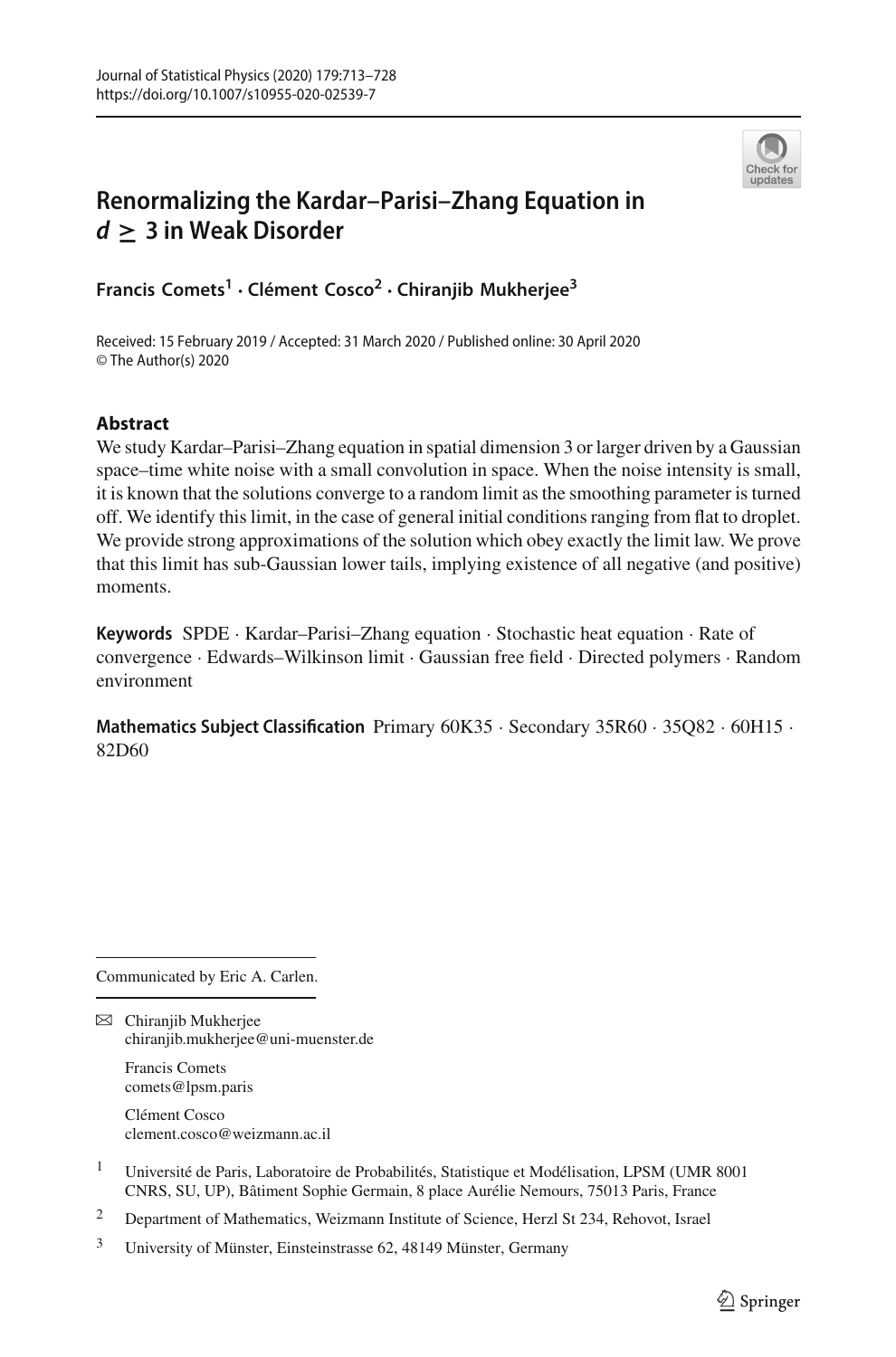# Renormalizing the Kardar–Parisi–Zhang Equation in $d \geq 3$ in Weak Disorder

**Francis Comets[1] · Clément Cosco[2] · Chiranjib Mukherjee[3]**

Received: 15 February 2019 / Accepted: 31 March 2020 / Published online: 30 April 2020
© The Author(s) 2020

## Abstract

We study Kardar–Parisi–Zhang equation in spatial dimension 3 or larger driven by a Gaussian space–time white noise with a small convolution in space. When the noise intensity is small, it is known that the solutions converge to a random limit as the smoothing parameter is turned off. We identify this limit, in the case of general initial conditions ranging from flat to droplet. We provide strong approximations of the solution which obey exactly the limit law. We prove that this limit has sub-Gaussian lower tails, implying existence of all negative (and positive) moments.

**Keywords** SPDE · Kardar–Parisi–Zhang equation · Stochastic heat equation · Rate of convergence · Edwards–Wilkinson limit · Gaussian free field · Directed polymers · Random environment

**Mathematics Subject Classification** Primary 60K35 · Secondary 35R60 · 35Q82 · 60H15 · 82D60

---

Communicated by Eric A. Carlen.

✉ Chiranjib Mukherjee
chiranjib.mukherjee@uni-muenster.de

Francis Comets
comets@lpsm.paris

Clément Cosco
clement.cosco@weizmann.ac.il

[1] Université de Paris, Laboratoire de Probabilités, Statistique et Modélisation, LPSM (UMR 8001 CNRS, SU, UP), Bâtiment Sophie Germain, 8 place Aurélie Nemours, 75013 Paris, France

[2] Department of Mathematics, Weizmann Institute of Science, Herzl St 234, Rehovot, Israel

[3] University of Münster, Einsteinstrasse 62, 48149 Münster, Germany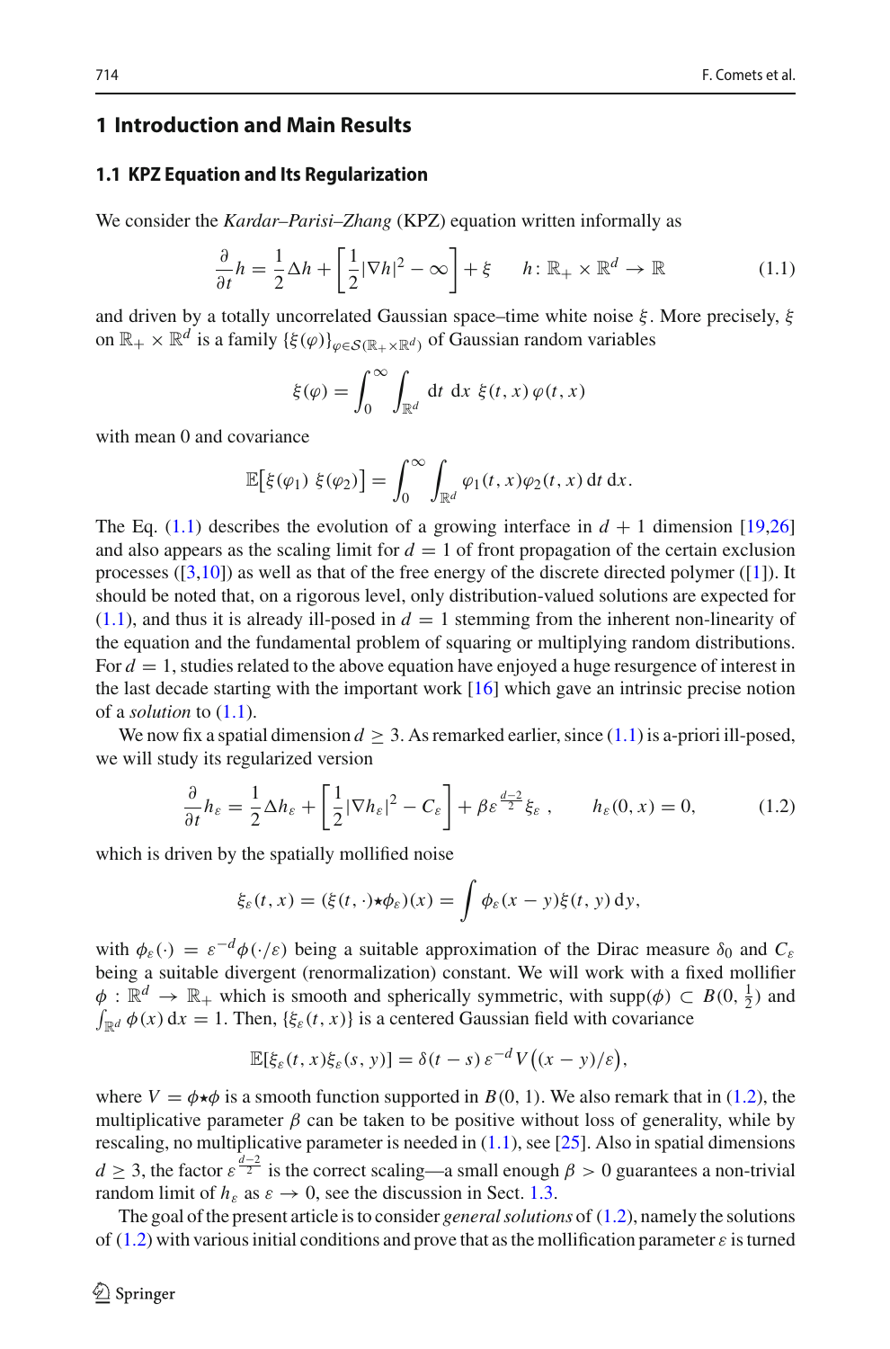## 1 Introduction and Main Results

### 1.1 KPZ Equation and Its Regularization

We consider the *Kardar–Parisi–Zhang* (KPZ) equation written informally as

$$\frac{\partial}{\partial t} h = \frac{1}{2}\Delta h + \left[\frac{1}{2}|\nabla h|^2 - \infty\right] + \xi \qquad h\colon \mathbb{R}_+ \times \mathbb{R}^d \to \mathbb{R} \tag{1.1}$$

and driven by a totally uncorrelated Gaussian space–time white noise $\xi$. More precisely, $\xi$ on $\mathbb{R}_+ \times \mathbb{R}^d$ is a family $\{\xi(\varphi)\}_{\varphi \in \mathcal{S}(\mathbb{R}_+ \times \mathbb{R}^d)}$ of Gaussian random variables

$$\xi(\varphi) = \int_0^\infty \int_{\mathbb{R}^d} \mathrm{d}t \; \mathrm{d}x \; \xi(t,x)\, \varphi(t,x)$$

with mean 0 and covariance

$$\mathbb{E}\big[\xi(\varphi_1)\; \xi(\varphi_2)\big] = \int_0^\infty \int_{\mathbb{R}^d} \varphi_1(t,x)\varphi_2(t,x)\, \mathrm{d}t\, \mathrm{d}x.$$

The Eq. (1.1) describes the evolution of a growing interface in $d+1$ dimension [19,26] and also appears as the scaling limit for $d=1$ of front propagation of the certain exclusion processes ([3,10]) as well as that of the free energy of the discrete directed polymer ([1]). It should be noted that, on a rigorous level, only distribution-valued solutions are expected for (1.1), and thus it is already ill-posed in $d=1$ stemming from the inherent non-linearity of the equation and the fundamental problem of squaring or multiplying random distributions. For $d=1$, studies related to the above equation have enjoyed a huge resurgence of interest in the last decade starting with the important work [16] which gave an intrinsic precise notion of a *solution* to (1.1).

We now fix a spatial dimension $d \geq 3$. As remarked earlier, since (1.1) is a-priori ill-posed, we will study its regularized version

$$\frac{\partial}{\partial t} h_\varepsilon = \frac{1}{2}\Delta h_\varepsilon + \left[\frac{1}{2}|\nabla h_\varepsilon|^2 - C_\varepsilon\right] + \beta \varepsilon^{\frac{d-2}{2}} \xi_\varepsilon\,, \qquad h_\varepsilon(0,x) = 0, \tag{1.2}$$

which is driven by the spatially mollified noise

$$\xi_\varepsilon(t,x) = (\xi(t,\cdot)\star\phi_\varepsilon)(x) = \int \phi_\varepsilon(x-y)\xi(t,y)\,\mathrm{d}y,$$

with $\phi_\varepsilon(\cdot) = \varepsilon^{-d}\phi(\cdot/\varepsilon)$ being a suitable approximation of the Dirac measure $\delta_0$ and $C_\varepsilon$ being a suitable divergent (renormalization) constant. We will work with a fixed mollifier $\phi : \mathbb{R}^d \to \mathbb{R}_+$ which is smooth and spherically symmetric, with $\operatorname{supp}(\phi) \subset B(0, \frac{1}{2})$ and $\int_{\mathbb{R}^d} \phi(x)\,\mathrm{d}x = 1$. Then, $\{\xi_\varepsilon(t,x)\}$ is a centered Gaussian field with covariance

$$\mathbb{E}[\xi_\varepsilon(t,x)\xi_\varepsilon(s,y)] = \delta(t-s)\,\varepsilon^{-d}\, V\big((x-y)/\varepsilon\big),$$

where $V = \phi\star\phi$ is a smooth function supported in $B(0,1)$. We also remark that in (1.2), the multiplicative parameter $\beta$ can be taken to be positive without loss of generality, while by rescaling, no multiplicative parameter is needed in (1.1), see [25]. Also in spatial dimensions $d \geq 3$, the factor $\varepsilon^{\frac{d-2}{2}}$ is the correct scaling—a small enough $\beta > 0$ guarantees a non-trivial random limit of $h_\varepsilon$ as $\varepsilon \to 0$, see the discussion in Sect. 1.3.

The goal of the present article is to consider *general solutions* of (1.2), namely the solutions of (1.2) with various initial conditions and prove that as the mollification parameter $\varepsilon$ is turned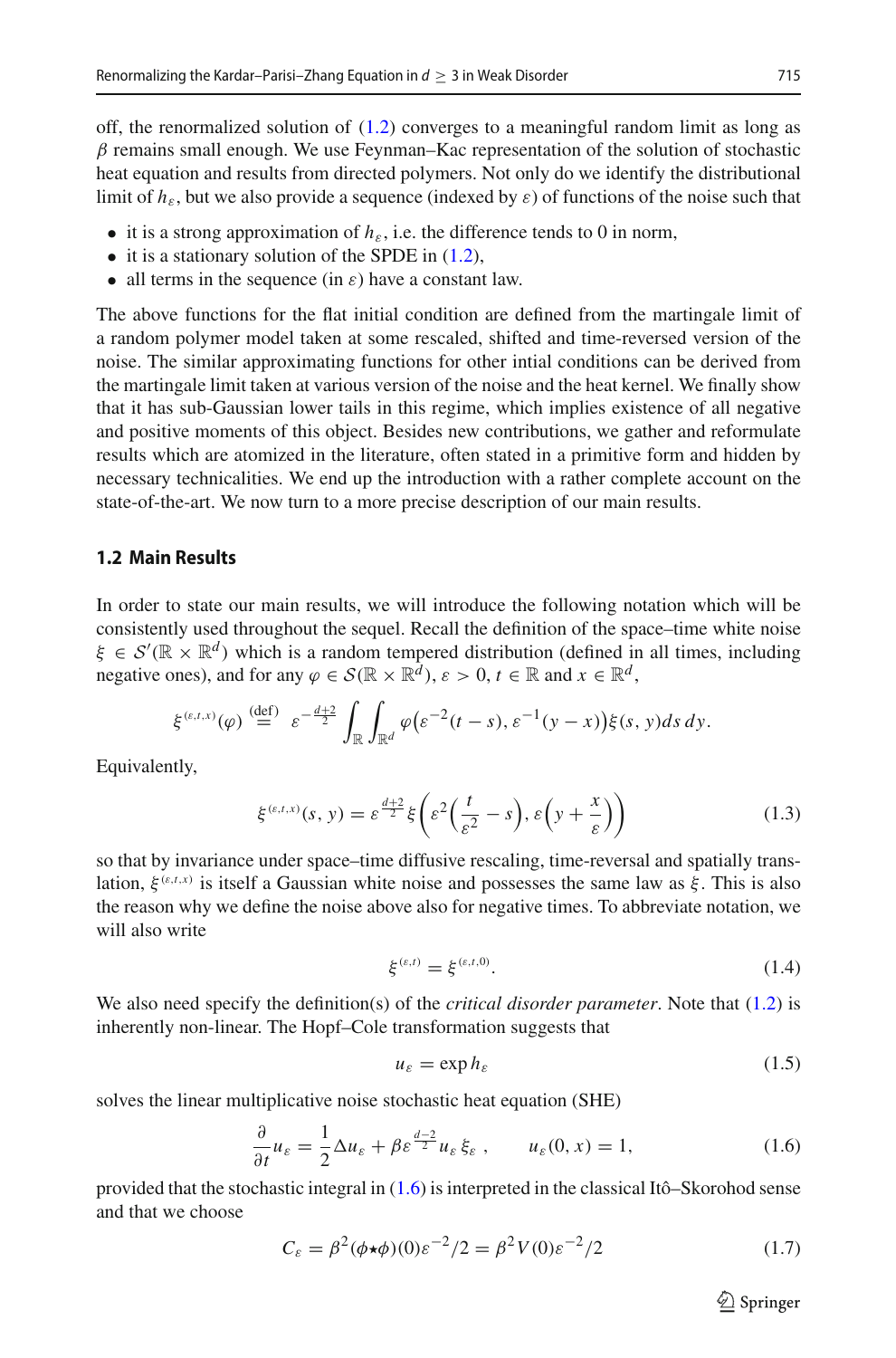off, the renormalized solution of (1.2) converges to a meaningful random limit as long as $\beta$ remains small enough. We use Feynman–Kac representation of the solution of stochastic heat equation and results from directed polymers. Not only do we identify the distributional limit of $h_\varepsilon$, but we also provide a sequence (indexed by $\varepsilon$) of functions of the noise such that

- it is a strong approximation of $h_\varepsilon$, i.e. the difference tends to 0 in norm,
- it is a stationary solution of the SPDE in (1.2),
- all terms in the sequence (in $\varepsilon$) have a constant law.

The above functions for the flat initial condition are defined from the martingale limit of a random polymer model taken at some rescaled, shifted and time-reversed version of the noise. The similar approximating functions for other intial conditions can be derived from the martingale limit taken at various version of the noise and the heat kernel. We finally show that it has sub-Gaussian lower tails in this regime, which implies existence of all negative and positive moments of this object. Besides new contributions, we gather and reformulate results which are atomized in the literature, often stated in a primitive form and hidden by necessary technicalities. We end up the introduction with a rather complete account on the state-of-the-art. We now turn to a more precise description of our main results.

### 1.2 Main Results

In order to state our main results, we will introduce the following notation which will be consistently used throughout the sequel. Recall the definition of the space–time white noise $\xi \in \mathcal{S}'(\mathbb{R} \times \mathbb{R}^d)$ which is a random tempered distribution (defined in all times, including negative ones), and for any $\varphi \in \mathcal{S}(\mathbb{R} \times \mathbb{R}^d)$, $\varepsilon > 0$, $t \in \mathbb{R}$ and $x \in \mathbb{R}^d$,

$$\xi^{(\varepsilon,t,x)}(\varphi) \stackrel{\text{(def)}}{=} \varepsilon^{-\frac{d+2}{2}} \int_{\mathbb{R}} \int_{\mathbb{R}^d} \varphi\big(\varepsilon^{-2}(t-s), \varepsilon^{-1}(y-x)\big)\xi(s,y)ds\,dy.$$

Equivalently,

$$\xi^{(\varepsilon,t,x)}(s,y) = \varepsilon^{\frac{d+2}{2}} \xi\left(\varepsilon^2\Big(\frac{t}{\varepsilon^2} - s\Big), \varepsilon\Big(y + \frac{x}{\varepsilon}\Big)\right) \tag{1.3}$$

so that by invariance under space–time diffusive rescaling, time-reversal and spatially translation, $\xi^{(\varepsilon,t,x)}$ is itself a Gaussian white noise and possesses the same law as $\xi$. This is also the reason why we define the noise above also for negative times. To abbreviate notation, we will also write

$$\xi^{(\varepsilon,t)} = \xi^{(\varepsilon,t,0)}. \tag{1.4}$$

We also need specify the definition(s) of the *critical disorder parameter*. Note that (1.2) is inherently non-linear. The Hopf–Cole transformation suggests that

$$u_\varepsilon = \exp h_\varepsilon \tag{1.5}$$

solves the linear multiplicative noise stochastic heat equation (SHE)

$$\frac{\partial}{\partial t} u_\varepsilon = \frac{1}{2}\Delta u_\varepsilon + \beta \varepsilon^{\frac{d-2}{2}} u_\varepsilon \, \xi_\varepsilon \,, \qquad u_\varepsilon(0,x) = 1, \tag{1.6}$$

provided that the stochastic integral in (1.6) is interpreted in the classical Itô–Skorohod sense and that we choose

$$C_\varepsilon = \beta^2 (\phi \star \phi)(0)\varepsilon^{-2}/2 = \beta^2 V(0)\varepsilon^{-2}/2 \tag{1.7}$$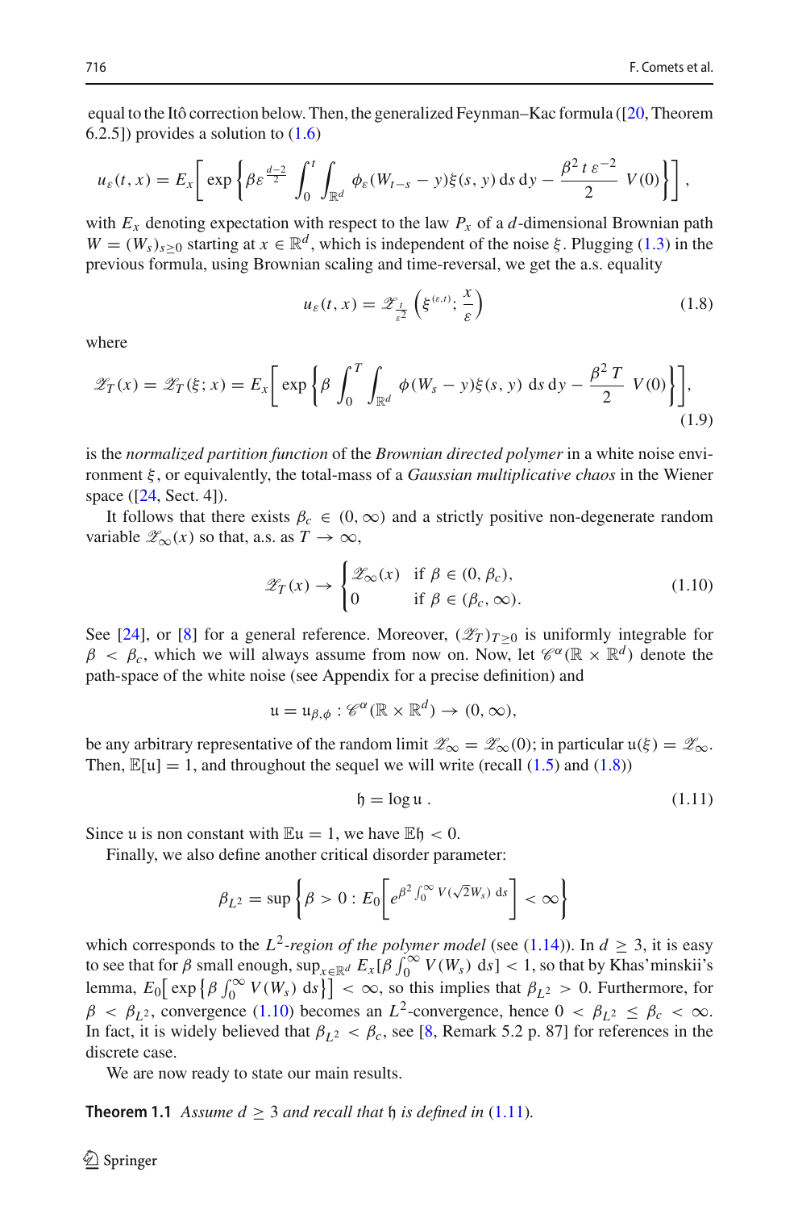equal to the Itô correction below. Then, the generalized Feynman–Kac formula ([20, Theorem 6.2.5]) provides a solution to (1.6)

$$u_\varepsilon(t,x) = E_x\left[\exp\left\{\beta\varepsilon^{\frac{d-2}{2}}\int_0^t\int_{\mathbb{R}^d}\phi_\varepsilon(W_{t-s}-y)\xi(s,y)\,\mathrm{d}s\,\mathrm{d}y - \frac{\beta^2\,t\,\varepsilon^{-2}}{2}\,V(0)\right\}\right],$$

with $E_x$ denoting expectation with respect to the law $P_x$ of a $d$-dimensional Brownian path $W=(W_s)_{s\geq 0}$ starting at $x\in\mathbb{R}^d$, which is independent of the noise $\xi$. Plugging (1.3) in the previous formula, using Brownian scaling and time-reversal, we get the a.s. equality

$$u_\varepsilon(t,x) = \mathscr{Z}_{\frac{t}{\varepsilon^2}}\left(\xi^{(\varepsilon,t)};\frac{x}{\varepsilon}\right) \tag{1.8}$$

where

$$\mathscr{Z}_T(x) = \mathscr{Z}_T(\xi;x) = E_x\left[\exp\left\{\beta\int_0^T\int_{\mathbb{R}^d}\phi(W_s-y)\xi(s,y)\,\mathrm{d}s\,\mathrm{d}y - \frac{\beta^2\,T}{2}\,V(0)\right\}\right], \tag{1.9}$$

is the *normalized partition function* of the *Brownian directed polymer* in a white noise environment $\xi$, or equivalently, the total-mass of a *Gaussian multiplicative chaos* in the Wiener space ([24, Sect. 4]).

It follows that there exists $\beta_c\in(0,\infty)$ and a strictly positive non-degenerate random variable $\mathscr{Z}_\infty(x)$ so that, a.s. as $T\to\infty$,

$$\mathscr{Z}_T(x)\to\begin{cases}\mathscr{Z}_\infty(x) & \text{if } \beta\in(0,\beta_c),\\ 0 & \text{if } \beta\in(\beta_c,\infty).\end{cases} \tag{1.10}$$

See [24], or [8] for a general reference. Moreover, $(\mathscr{Z}_T)_{T\geq 0}$ is uniformly integrable for $\beta<\beta_c$, which we will always assume from now on. Now, let $\mathscr{C}^\alpha(\mathbb{R}\times\mathbb{R}^d)$ denote the path-space of the white noise (see Appendix for a precise definition) and

$$\mathfrak{u}=\mathfrak{u}_{\beta,\phi}:\mathscr{C}^\alpha(\mathbb{R}\times\mathbb{R}^d)\to(0,\infty),$$

be any arbitrary representative of the random limit $\mathscr{Z}_\infty=\mathscr{Z}_\infty(0)$; in particular $\mathfrak{u}(\xi)=\mathscr{Z}_\infty$. Then, $\mathbb{E}[\mathfrak{u}]=1$, and throughout the sequel we will write (recall (1.5) and (1.8))

$$\mathfrak{h}=\log\mathfrak{u}\,. \tag{1.11}$$

Since $\mathfrak{u}$ is non constant with $\mathbb{E}\mathfrak{u}=1$, we have $\mathbb{E}\mathfrak{h}<0$.

Finally, we also define another critical disorder parameter:

$$\beta_{L^2}=\sup\left\{\beta>0:E_0\left[e^{\beta^2\int_0^\infty V(\sqrt{2}W_s)\,\mathrm{d}s}\right]<\infty\right\}$$

which corresponds to the $L^2$*-region of the polymer model* (see (1.14)). In $d\geq 3$, it is easy to see that for $\beta$ small enough, $\sup_{x\in\mathbb{R}^d}E_x[\beta\int_0^\infty V(W_s)\,\mathrm{d}s]<1$, so that by Khas'minskii's lemma, $E_0\big[\exp\{\beta\int_0^\infty V(W_s)\,\mathrm{d}s\}\big]<\infty$, so this implies that $\beta_{L^2}>0$. Furthermore, for $\beta<\beta_{L^2}$, convergence (1.10) becomes an $L^2$-convergence, hence $0<\beta_{L^2}\leq\beta_c<\infty$. In fact, it is widely believed that $\beta_{L^2}<\beta_c$, see [8, Remark 5.2 p. 87] for references in the discrete case.

We are now ready to state our main results.

**Theorem 1.1** *Assume $d\geq 3$ and recall that $\mathfrak{h}$ is defined in* (1.11).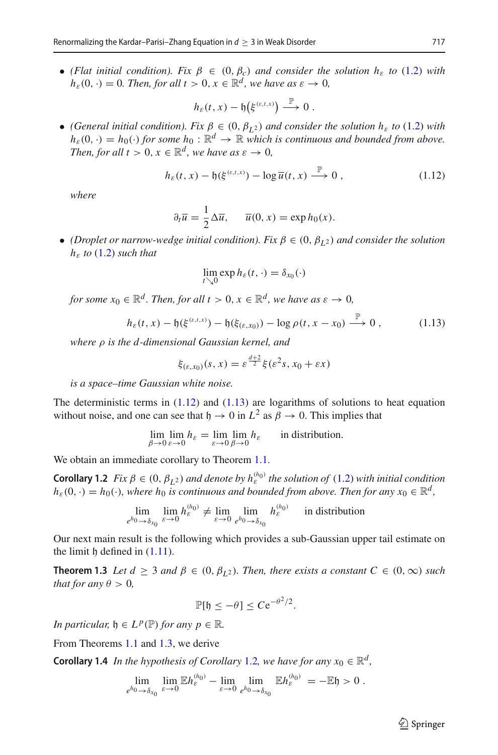- *(Flat initial condition). Fix $\beta \in (0, \beta_c)$ and consider the solution $h_\varepsilon$ to (1.2) with $h_\varepsilon(0,\cdot) = 0$. Then, for all $t > 0$, $x \in \mathbb{R}^d$, we have as $\varepsilon \to 0$,*

$$h_\varepsilon(t,x) - \mathfrak{h}\big(\xi^{(\varepsilon,t,x)}\big) \xrightarrow{\mathbb{P}} 0\,.$$

- *(General initial condition). Fix $\beta \in (0, \beta_{L^2})$ and consider the solution $h_\varepsilon$ to (1.2) with $h_\varepsilon(0,\cdot) = h_0(\cdot)$ for some $h_0 : \mathbb{R}^d \to \mathbb{R}$ which is continuous and bounded from above. Then, for all $t > 0$, $x \in \mathbb{R}^d$, we have as $\varepsilon \to 0$,*

$$h_\varepsilon(t,x) - \mathfrak{h}(\xi^{(\varepsilon,t,x)}) - \log \overline{u}(t,x) \xrightarrow{\mathbb{P}} 0\,, \tag{1.12}$$

*where*

$$\partial_t \overline{u} = \frac{1}{2}\Delta \overline{u}, \qquad \overline{u}(0,x) = \exp h_0(x).$$

- *(Droplet or narrow-wedge initial condition). Fix $\beta \in (0, \beta_{L^2})$ and consider the solution $h_\varepsilon$ to (1.2) such that*

$$\lim_{t \searrow 0} \exp h_\varepsilon(t,\cdot) = \delta_{x_0}(\cdot)$$

*for some $x_0 \in \mathbb{R}^d$. Then, for all $t > 0$, $x \in \mathbb{R}^d$, we have as $\varepsilon \to 0$,*

$$h_\varepsilon(t,x) - \mathfrak{h}(\xi^{(\varepsilon,t,x)}) - \mathfrak{h}(\xi_{(\varepsilon,x_0)}) - \log \rho(t, x - x_0) \xrightarrow{\mathbb{P}} 0\,, \tag{1.13}$$

*where $\rho$ is the $d$-dimensional Gaussian kernel, and*

$$\xi_{(\varepsilon,x_0)}(s,x) = \varepsilon^{\frac{d+2}{2}} \xi(\varepsilon^2 s, x_0 + \varepsilon x)$$

*is a space–time Gaussian white noise.*

The deterministic terms in (1.12) and (1.13) are logarithms of solutions to heat equation without noise, and one can see that $\mathfrak{h} \to 0$ in $L^2$ as $\beta \to 0$. This implies that

$$\lim_{\beta \to 0} \lim_{\varepsilon \to 0} h_\varepsilon = \lim_{\varepsilon \to 0} \lim_{\beta \to 0} h_\varepsilon \qquad \text{in distribution.}$$

We obtain an immediate corollary to Theorem 1.1.

**Corollary 1.2** *Fix $\beta \in (0, \beta_{L^2})$ and denote by $h_\varepsilon^{(h_0)}$ the solution of (1.2) with initial condition $h_\varepsilon(0,\cdot) = h_0(\cdot)$, where $h_0$ is continuous and bounded from above. Then for any $x_0 \in \mathbb{R}^d$,*

$$\lim_{e^{h_0} \to \delta_{x_0}} \lim_{\varepsilon \to 0} h_\varepsilon^{(h_0)} \neq \lim_{\varepsilon \to 0} \lim_{e^{h_0} \to \delta_{x_0}} h_\varepsilon^{(h_0)} \qquad \text{in distribution}$$

Our next main result is the following which provides a sub-Gaussian upper tail estimate on the limit $\mathfrak{h}$ defined in (1.11).

**Theorem 1.3** *Let $d \geq 3$ and $\beta \in (0, \beta_{L^2})$. Then, there exists a constant $C \in (0, \infty)$ such that for any $\theta > 0$,*

$$\mathbb{P}[\mathfrak{h} \leq -\theta] \leq C e^{-\theta^2/2}.$$

*In particular, $\mathfrak{h} \in L^p(\mathbb{P})$ for any $p \in \mathbb{R}$.*

From Theorems 1.1 and 1.3, we derive

**Corollary 1.4** *In the hypothesis of Corollary 1.2, we have for any $x_0 \in \mathbb{R}^d$,*

$$\lim_{e^{h_0} \to \delta_{x_0}} \lim_{\varepsilon \to 0} \mathbb{E} h_\varepsilon^{(h_0)} - \lim_{\varepsilon \to 0} \lim_{e^{h_0} \to \delta_{x_0}} \mathbb{E} h_\varepsilon^{(h_0)} = -\mathbb{E}\mathfrak{h} > 0\,.$$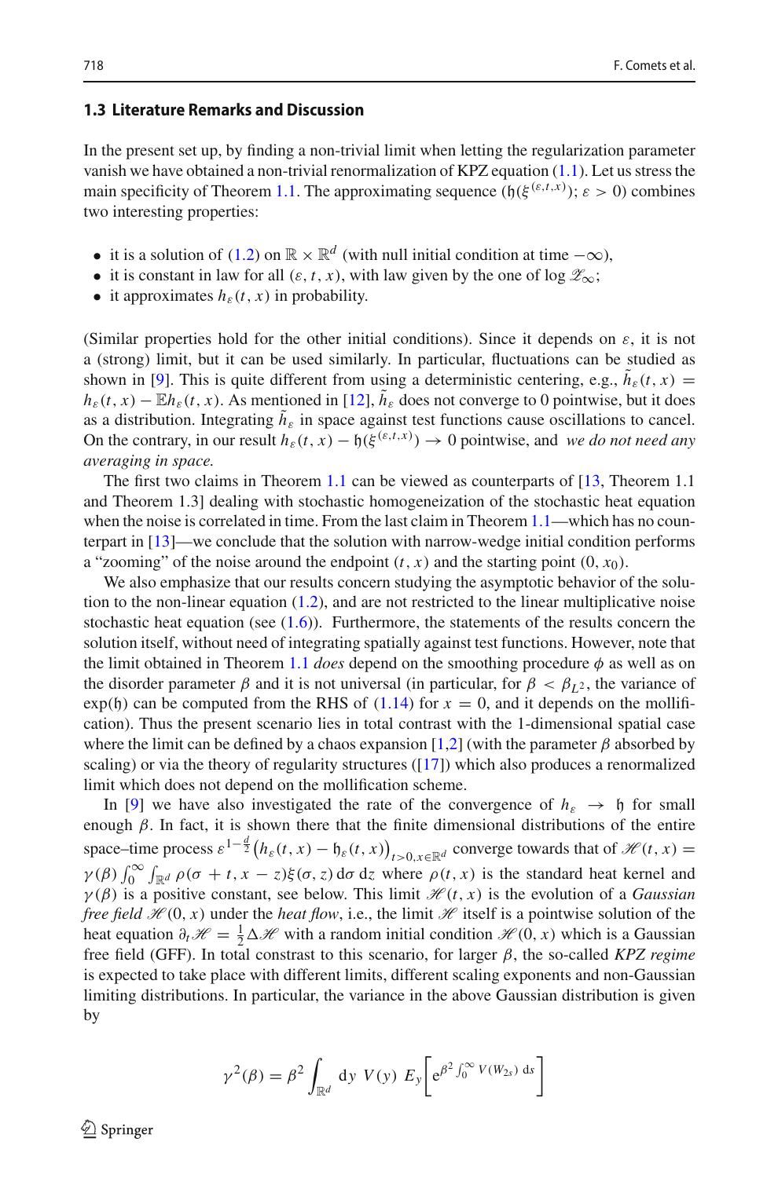### 1.3 Literature Remarks and Discussion

In the present set up, by finding a non-trivial limit when letting the regularization parameter vanish we have obtained a non-trivial renormalization of KPZ equation (1.1). Let us stress the main specificity of Theorem 1.1. The approximating sequence $(\mathfrak{h}(\xi^{(\varepsilon,t,x)}); \varepsilon > 0)$ combines two interesting properties:

- it is a solution of (1.2) on $\mathbb{R} \times \mathbb{R}^d$ (with null initial condition at time $-\infty$),
- it is constant in law for all $(\varepsilon, t, x)$, with law given by the one of $\log \mathscr{Z}_\infty$;
- it approximates $h_\varepsilon(t,x)$ in probability.

(Similar properties hold for the other initial conditions). Since it depends on $\varepsilon$, it is not a (strong) limit, but it can be used similarly. In particular, fluctuations can be studied as shown in [9]. This is quite different from using a deterministic centering, e.g., $\tilde{h}_\varepsilon(t,x) = h_\varepsilon(t,x) - \mathbb{E}h_\varepsilon(t,x)$. As mentioned in [12], $\tilde{h}_\varepsilon$ does not converge to 0 pointwise, but it does as a distribution. Integrating $\tilde{h}_\varepsilon$ in space against test functions cause oscillations to cancel. On the contrary, in our result $h_\varepsilon(t,x) - \mathfrak{h}(\xi^{(\varepsilon,t,x)}) \to 0$ pointwise, and *we do not need any averaging in space.*

The first two claims in Theorem 1.1 can be viewed as counterparts of [13, Theorem 1.1 and Theorem 1.3] dealing with stochastic homogeneization of the stochastic heat equation when the noise is correlated in time. From the last claim in Theorem 1.1—which has no counterpart in [13]—we conclude that the solution with narrow-wedge initial condition performs a "zooming" of the noise around the endpoint $(t, x)$ and the starting point $(0, x_0)$.

We also emphasize that our results concern studying the asymptotic behavior of the solution to the non-linear equation (1.2), and are not restricted to the linear multiplicative noise stochastic heat equation (see (1.6)). Furthermore, the statements of the results concern the solution itself, without need of integrating spatially against test functions. However, note that the limit obtained in Theorem 1.1 *does* depend on the smoothing procedure $\phi$ as well as on the disorder parameter $\beta$ and it is not universal (in particular, for $\beta < \beta_{L^2}$, the variance of $\exp(\mathfrak{h})$ can be computed from the RHS of (1.14) for $x = 0$, and it depends on the mollification). Thus the present scenario lies in total contrast with the 1-dimensional spatial case where the limit can be defined by a chaos expansion [1,2] (with the parameter $\beta$ absorbed by scaling) or via the theory of regularity structures ([17]) which also produces a renormalized limit which does not depend on the mollification scheme.

In [9] we have also investigated the rate of the convergence of $h_\varepsilon \to \mathfrak{h}$ for small enough $\beta$. In fact, it is shown there that the finite dimensional distributions of the entire space–time process $\varepsilon^{1-\frac{d}{2}}\big(h_\varepsilon(t,x) - \mathfrak{h}_\varepsilon(t,x)\big)_{t>0, x\in\mathbb{R}^d}$ converge towards that of $\mathscr{H}(t,x) = \gamma(\beta)\int_0^\infty \int_{\mathbb{R}^d} \rho(\sigma + t, x - z)\xi(\sigma, z)\,\mathrm{d}\sigma\,\mathrm{d}z$ where $\rho(t,x)$ is the standard heat kernel and $\gamma(\beta)$ is a positive constant, see below. This limit $\mathscr{H}(t,x)$ is the evolution of a *Gaussian free field* $\mathscr{H}(0,x)$ under the *heat flow*, i.e., the limit $\mathscr{H}$ itself is a pointwise solution of the heat equation $\partial_t \mathscr{H} = \frac{1}{2}\Delta\mathscr{H}$ with a random initial condition $\mathscr{H}(0,x)$ which is a Gaussian free field (GFF). In total constrast to this scenario, for larger $\beta$, the so-called *KPZ regime* is expected to take place with different limits, different scaling exponents and non-Gaussian limiting distributions. In particular, the variance in the above Gaussian distribution is given by

$$\gamma^2(\beta) = \beta^2 \int_{\mathbb{R}^d} \mathrm{d}y\; V(y)\; E_y\Big[\mathrm{e}^{\beta^2\int_0^\infty V(W_{2s})\,\mathrm{d}s}\Big]$$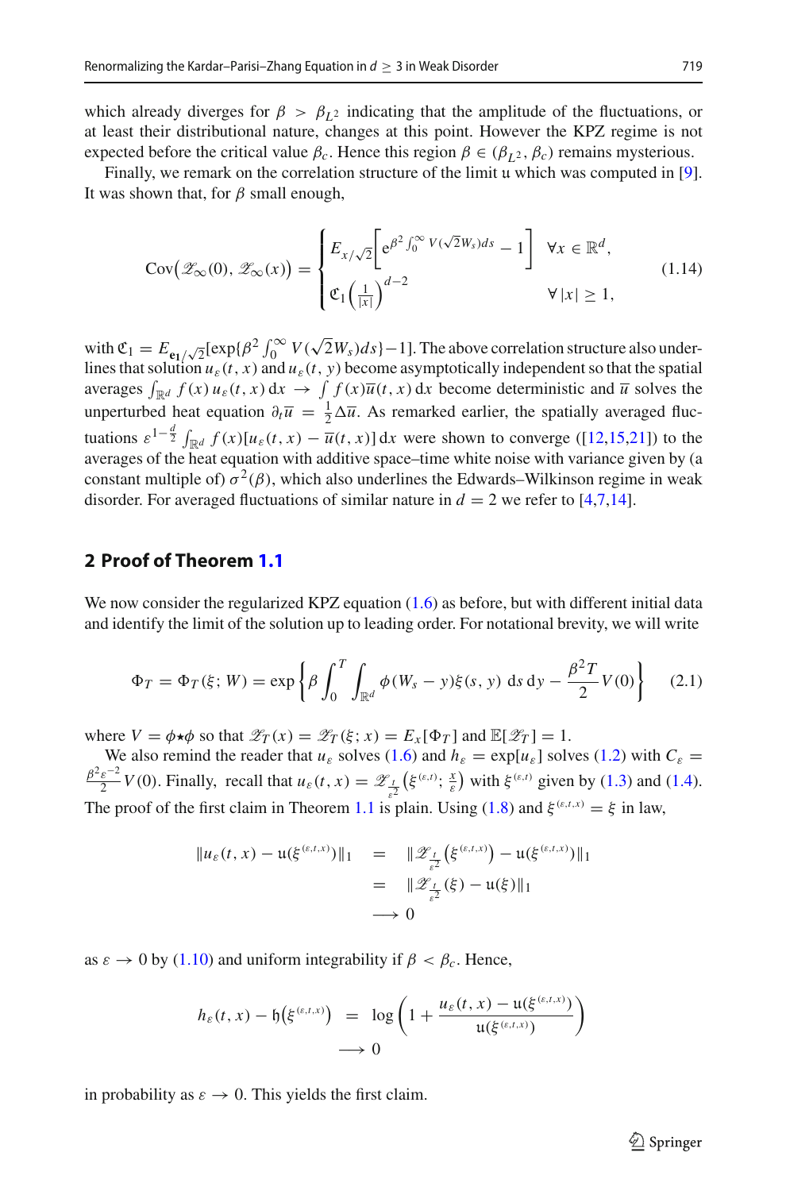which already diverges for $\beta > \beta_{L^2}$ indicating that the amplitude of the fluctuations, or at least their distributional nature, changes at this point. However the KPZ regime is not expected before the critical value $\beta_c$. Hence this region $\beta \in (\beta_{L^2}, \beta_c)$ remains mysterious.

Finally, we remark on the correlation structure of the limit $\mathfrak{u}$ which was computed in [9]. It was shown that, for $\beta$ small enough,

$$
\mathrm{Cov}\big(\mathscr{Z}_\infty(0), \mathscr{Z}_\infty(x)\big) = \begin{cases} E_{x/\sqrt{2}}\Big[\mathrm{e}^{\beta^2 \int_0^\infty V(\sqrt{2}W_s)ds} - 1\Big] & \forall x \in \mathbb{R}^d, \\ \mathfrak{C}_1\Big(\frac{1}{|x|}\Big)^{d-2} & \forall |x| \geq 1, \end{cases} \tag{1.14}
$$

with $\mathfrak{C}_1 = E_{\mathbf{e_1}/\sqrt{2}}[\exp\{\beta^2\int_0^\infty V(\sqrt{2}W_s)ds\} - 1]$. The above correlation structure also underlines that solution $u_\varepsilon(t,x)$ and $u_\varepsilon(t,y)$ become asymptotically independent so that the spatial averages $\int_{\mathbb{R}^d} f(x)\, u_\varepsilon(t,x)\,\mathrm{d}x \to \int f(x)\overline{u}(t,x)\,\mathrm{d}x$ become deterministic and $\overline{u}$ solves the unperturbed heat equation $\partial_t \overline{u} = \frac{1}{2}\Delta \overline{u}$. As remarked earlier, the spatially averaged fluctuations $\varepsilon^{1-\frac{d}{2}}\int_{\mathbb{R}^d} f(x)[u_\varepsilon(t,x) - \overline{u}(t,x)]\,\mathrm{d}x$ were shown to converge ([12,15,21]) to the averages of the heat equation with additive space–time white noise with variance given by (a constant multiple of) $\sigma^2(\beta)$, which also underlines the Edwards–Wilkinson regime in weak disorder. For averaged fluctuations of similar nature in $d = 2$ we refer to [4,7,14].

## 2 Proof of Theorem 1.1

We now consider the regularized KPZ equation (1.6) as before, but with different initial data and identify the limit of the solution up to leading order. For notational brevity, we will write

$$
\Phi_T = \Phi_T(\xi; W) = \exp\left\{\beta \int_0^T \int_{\mathbb{R}^d} \phi(W_s - y)\xi(s,y)\,\mathrm{d}s\,\mathrm{d}y - \frac{\beta^2 T}{2} V(0)\right\} \tag{2.1}
$$

where $V = \phi\star\phi$ so that $\mathscr{Z}_T(x) = \mathscr{Z}_T(\xi; x) = E_x[\Phi_T]$ and $\mathbb{E}[\mathscr{Z}_T] = 1$.

We also remind the reader that $u_\varepsilon$ solves (1.6) and $h_\varepsilon = \exp[u_\varepsilon]$ solves (1.2) with $C_\varepsilon = \frac{\beta^2\varepsilon^{-2}}{2}V(0)$. Finally, recall that $u_\varepsilon(t,x) = \mathscr{Z}_{\frac{t}{\varepsilon^2}}\big(\xi^{(\varepsilon,t)}; \frac{x}{\varepsilon}\big)$ with $\xi^{(\varepsilon,t)}$ given by (1.3) and (1.4). The proof of the first claim in Theorem 1.1 is plain. Using (1.8) and $\xi^{(\varepsilon,t,x)} = \xi$ in law,

$$
\begin{aligned}
\|u_\varepsilon(t,x) - \mathfrak{u}(\xi^{(\varepsilon,t,x)})\|_1 &= \|\mathscr{Z}_{\frac{t}{\varepsilon^2}}\big(\xi^{(\varepsilon,t,x)}\big) - \mathfrak{u}(\xi^{(\varepsilon,t,x)})\|_1 \\
&= \|\mathscr{Z}_{\frac{t}{\varepsilon^2}}(\xi) - \mathfrak{u}(\xi)\|_1 \\
&\longrightarrow 0
\end{aligned}
$$

as $\varepsilon \to 0$ by (1.10) and uniform integrability if $\beta < \beta_c$. Hence,

$$
\begin{aligned}
h_\varepsilon(t,x) - \mathfrak{h}\big(\xi^{(\varepsilon,t,x)}\big) &= \log\left(1 + \frac{u_\varepsilon(t,x) - \mathfrak{u}(\xi^{(\varepsilon,t,x)})}{\mathfrak{u}(\xi^{(\varepsilon,t,x)})}\right) \\
&\longrightarrow 0
\end{aligned}
$$

in probability as $\varepsilon \to 0$. This yields the first claim.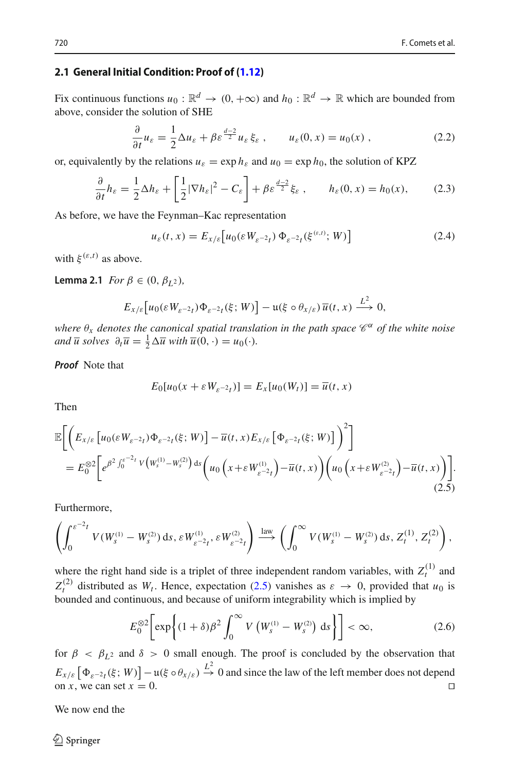### 2.1 General Initial Condition: Proof of (1.12)

Fix continuous functions $u_0 : \mathbb{R}^d \to (0, +\infty)$ and $h_0 : \mathbb{R}^d \to \mathbb{R}$ which are bounded from above, consider the solution of SHE

$$\frac{\partial}{\partial t} u_\varepsilon = \frac{1}{2}\Delta u_\varepsilon + \beta \varepsilon^{\frac{d-2}{2}} u_\varepsilon \, \xi_\varepsilon \, , \qquad u_\varepsilon(0, x) = u_0(x) \, , \tag{2.2}$$

or, equivalently by the relations $u_\varepsilon = \exp h_\varepsilon$ and $u_0 = \exp h_0$, the solution of KPZ

$$\frac{\partial}{\partial t} h_\varepsilon = \frac{1}{2}\Delta h_\varepsilon + \left[ \frac{1}{2} |\nabla h_\varepsilon|^2 - C_\varepsilon \right] + \beta \varepsilon^{\frac{d-2}{2}} \xi_\varepsilon \, , \qquad h_\varepsilon(0, x) = h_0(x), \tag{2.3}$$

As before, we have the Feynman–Kac representation

$$u_\varepsilon(t, x) = E_{x/\varepsilon}\big[ u_0(\varepsilon W_{\varepsilon^{-2}t}) \, \Phi_{\varepsilon^{-2}t}(\xi^{(\varepsilon,t)}; W) \big] \tag{2.4}$$

with $\xi^{(\varepsilon,t)}$ as above.

**Lemma 2.1** *For $\beta \in (0, \beta_{L^2})$,*

$$E_{x/\varepsilon}\big[ u_0(\varepsilon W_{\varepsilon^{-2}t}) \Phi_{\varepsilon^{-2}t}(\xi; W) \big] - \mathfrak{u}(\xi \circ \theta_{x/\varepsilon}) \, \overline{u}(t, x) \xrightarrow{L^2} 0,$$

*where $\theta_x$ denotes the canonical spatial translation in the path space $\mathscr{C}^\alpha$ of the white noise and $\overline{u}$ solves $\partial_t \overline{u} = \frac{1}{2}\Delta \overline{u}$ with $\overline{u}(0, \cdot) = u_0(\cdot)$.*

***Proof*** Note that

$$E_0[u_0(x + \varepsilon W_{\varepsilon^{-2}t})] = E_x[u_0(W_t)] = \overline{u}(t, x)$$

Then

$$\begin{aligned}
&\mathbb{E}\left[ \left( E_{x/\varepsilon}\left[ u_0(\varepsilon W_{\varepsilon^{-2}t}) \Phi_{\varepsilon^{-2}t}(\xi; W) \right] - \overline{u}(t, x) E_{x/\varepsilon}\left[ \Phi_{\varepsilon^{-2}t}(\xi; W) \right] \right)^2 \right] \\
&= E_0^{\otimes 2}\left[ e^{\beta^2 \int_0^{\varepsilon^{-2}t} V\left(W_s^{(1)} - W_s^{(2)}\right) \mathrm{d}s} \left( u_0\left(x + \varepsilon W^{(1)}_{\varepsilon^{-2}t}\right) - \overline{u}(t, x) \right) \left( u_0\left(x + \varepsilon W^{(2)}_{\varepsilon^{-2}t}\right) - \overline{u}(t, x) \right) \right].
\end{aligned} \tag{2.5}$$

Furthermore,

$$\left( \int_0^{\varepsilon^{-2}t} V(W_s^{(1)} - W_s^{(2)}) \, \mathrm{d}s, \varepsilon W^{(1)}_{\varepsilon^{-2}t}, \varepsilon W^{(2)}_{\varepsilon^{-2}t} \right) \xrightarrow{\text{law}} \left( \int_0^{\infty} V(W_s^{(1)} - W_s^{(2)}) \, \mathrm{d}s, Z_t^{(1)}, Z_t^{(2)} \right),$$

where the right hand side is a triplet of three independent random variables, with $Z_t^{(1)}$ and $Z_t^{(2)}$ distributed as $W_t$. Hence, expectation (2.5) vanishes as $\varepsilon \to 0$, provided that $u_0$ is bounded and continuous, and because of uniform integrability which is implied by

$$E_0^{\otimes 2}\left[ \exp\left\{ (1 + \delta)\beta^2 \int_0^\infty V\left(W_s^{(1)} - W_s^{(2)}\right) \mathrm{d}s \right\} \right] < \infty, \tag{2.6}$$

for $\beta < \beta_{L^2}$ and $\delta > 0$ small enough. The proof is concluded by the observation that $E_{x/\varepsilon}\left[ \Phi_{\varepsilon^{-2}t}(\xi; W) \right] - \mathfrak{u}(\xi \circ \theta_{x/\varepsilon}) \xrightarrow{L^2} 0$ and since the law of the left member does not depend on $x$, we can set $x = 0$. $\square$

We now end the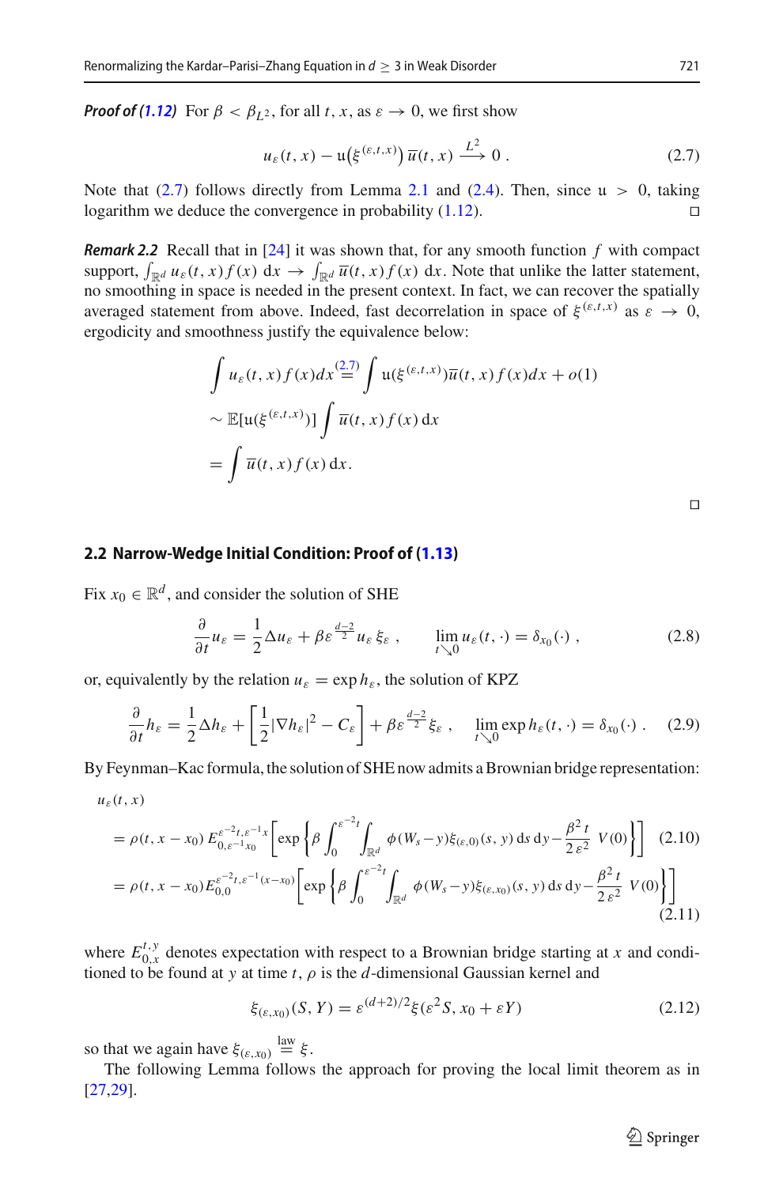***Proof of (1.12)*** For $\beta < \beta_{L^2}$, for all $t, x$, as $\varepsilon \to 0$, we first show

$$u_\varepsilon(t,x) - \mathfrak{u}\big(\xi^{(\varepsilon,t,x)}\big)\,\overline{u}(t,x) \xrightarrow{L^2} 0\,. \tag{2.7}$$

Note that (2.7) follows directly from Lemma 2.1 and (2.4). Then, since $\mathfrak{u} > 0$, taking logarithm we deduce the convergence in probability (1.12). □

***Remark 2.2*** Recall that in [24] it was shown that, for any smooth function $f$ with compact support, $\int_{\mathbb{R}^d} u_\varepsilon(t,x) f(x)\,\mathrm{d}x \to \int_{\mathbb{R}^d} \overline{u}(t,x) f(x)\,\mathrm{d}x$. Note that unlike the latter statement, no smoothing in space is needed in the present context. In fact, we can recover the spatially averaged statement from above. Indeed, fast decorrelation in space of $\xi^{(\varepsilon,t,x)}$ as $\varepsilon \to 0$, ergodicity and smoothness justify the equivalence below:

$$\begin{aligned}
&\int u_\varepsilon(t,x) f(x) dx \overset{(2.7)}{=} \int \mathfrak{u}(\xi^{(\varepsilon,t,x)})\overline{u}(t,x) f(x) dx + o(1)\\
&\sim \mathbb{E}[\mathfrak{u}(\xi^{(\varepsilon,t,x)})] \int \overline{u}(t,x) f(x)\,\mathrm{d}x\\
&= \int \overline{u}(t,x) f(x)\,\mathrm{d}x.
\end{aligned}$$

□

### 2.2 Narrow-Wedge Initial Condition: Proof of (1.13)

Fix $x_0 \in \mathbb{R}^d$, and consider the solution of SHE

$$\frac{\partial}{\partial t} u_\varepsilon = \frac{1}{2}\Delta u_\varepsilon + \beta \varepsilon^{\frac{d-2}{2}} u_\varepsilon\, \xi_\varepsilon\,, \qquad \lim_{t \searrow 0} u_\varepsilon(t,\cdot) = \delta_{x_0}(\cdot)\,, \tag{2.8}$$

or, equivalently by the relation $u_\varepsilon = \exp h_\varepsilon$, the solution of KPZ

$$\frac{\partial}{\partial t} h_\varepsilon = \frac{1}{2}\Delta h_\varepsilon + \left[\frac{1}{2}|\nabla h_\varepsilon|^2 - C_\varepsilon\right] + \beta \varepsilon^{\frac{d-2}{2}} \xi_\varepsilon\,, \quad \lim_{t \searrow 0} \exp h_\varepsilon(t,\cdot) = \delta_{x_0}(\cdot)\,. \tag{2.9}$$

By Feynman–Kac formula, the solution of SHE now admits a Brownian bridge representation:

$$\begin{aligned}
&u_\varepsilon(t,x)\\
&= \rho(t, x-x_0)\, E_{0,\varepsilon^{-1}x_0}^{\varepsilon^{-2}t,\varepsilon^{-1}x}\left[\exp\left\{\beta \int_0^{\varepsilon^{-2}t}\int_{\mathbb{R}^d} \phi(W_s - y)\xi_{(\varepsilon,0)}(s,y)\,\mathrm{d}s\,\mathrm{d}y - \frac{\beta^2 t}{2\varepsilon^2}\; V(0)\right\}\right] \quad (2.10)\\
&= \rho(t, x-x_0)\, E_{0,0}^{\varepsilon^{-2}t,\varepsilon^{-1}(x-x_0)}\left[\exp\left\{\beta \int_0^{\varepsilon^{-2}t}\int_{\mathbb{R}^d} \phi(W_s - y)\xi_{(\varepsilon,x_0)}(s,y)\,\mathrm{d}s\,\mathrm{d}y - \frac{\beta^2 t}{2\varepsilon^2}\; V(0)\right\}\right] \quad (2.11)
\end{aligned}$$

where $E_{0,x}^{t,y}$ denotes expectation with respect to a Brownian bridge starting at $x$ and conditioned to be found at $y$ at time $t$, $\rho$ is the $d$-dimensional Gaussian kernel and

$$\xi_{(\varepsilon,x_0)}(S,Y) = \varepsilon^{(d+2)/2}\xi(\varepsilon^2 S, x_0 + \varepsilon Y) \tag{2.12}$$

so that we again have $\xi_{(\varepsilon,x_0)} \overset{\text{law}}{=} \xi$.

The following Lemma follows the approach for proving the local limit theorem as in [27,29].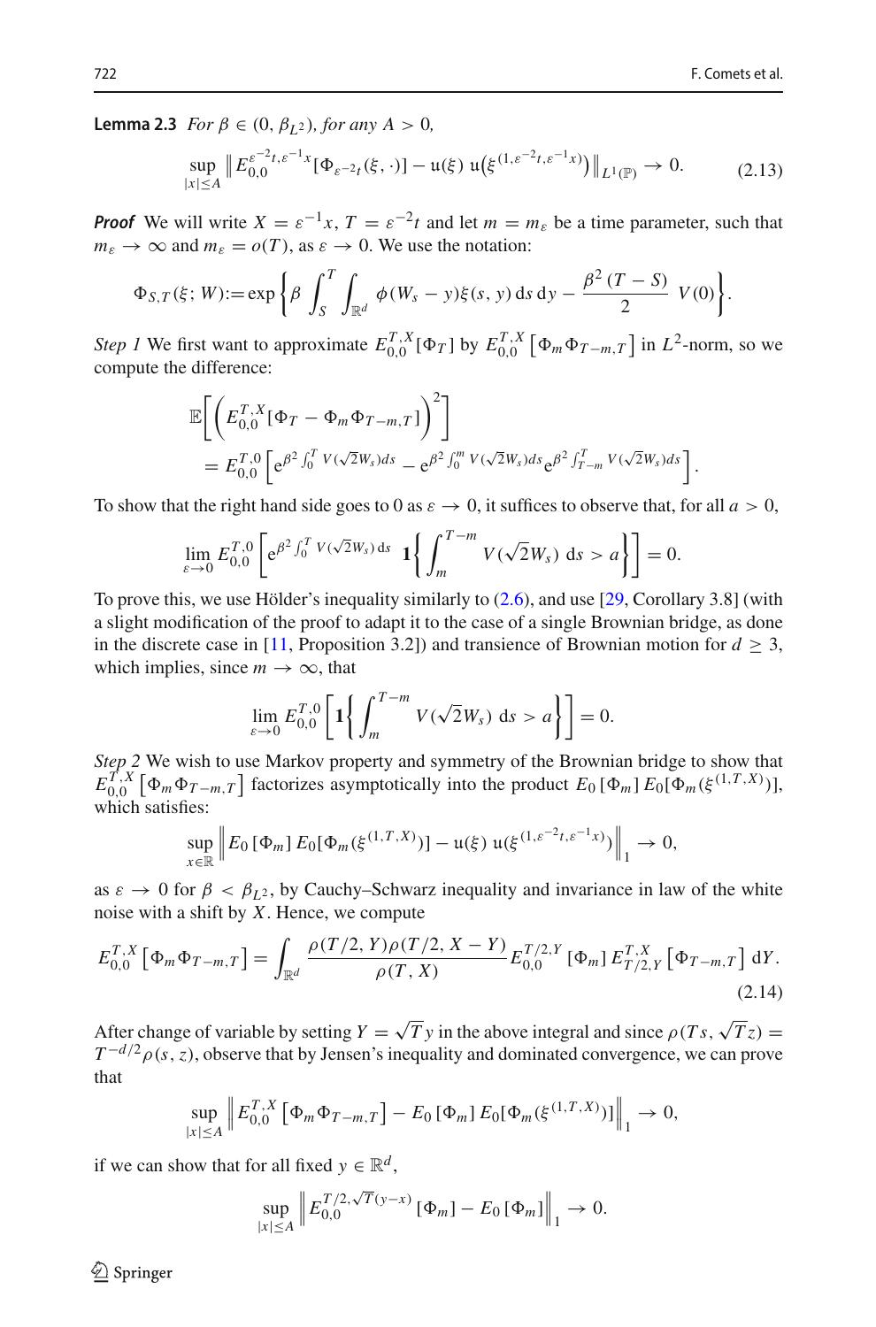**Lemma 2.3** *For $\beta \in (0, \beta_{L^2})$, for any $A > 0$,*

$$\sup_{|x|\le A} \left\| E_{0,0}^{\varepsilon^{-2}t,\varepsilon^{-1}x}[\Phi_{\varepsilon^{-2}t}(\xi,\cdot)] - \mathfrak{u}(\xi)\, \mathfrak{u}\big(\xi^{(1,\varepsilon^{-2}t,\varepsilon^{-1}x)}\big) \right\|_{L^1(\mathbb{P})} \to 0. \tag{2.13}$$

***Proof*** We will write $X = \varepsilon^{-1}x$, $T = \varepsilon^{-2}t$ and let $m = m_\varepsilon$ be a time parameter, such that $m_\varepsilon \to \infty$ and $m_\varepsilon = o(T)$, as $\varepsilon \to 0$. We use the notation:

$$\Phi_{S,T}(\xi;W) := \exp\left\{\beta \int_S^T \int_{\mathbb{R}^d} \phi(W_s - y)\xi(s,y)\, \mathrm{d}s\, \mathrm{d}y - \frac{\beta^2 (T-S)}{2}\, V(0)\right\}.$$

*Step 1* We first want to approximate $E_{0,0}^{T,X}[\Phi_T]$ by $E_{0,0}^{T,X}\left[\Phi_m \Phi_{T-m,T}\right]$ in $L^2$-norm, so we compute the difference:

$$\mathbb{E}\left[\left(E_{0,0}^{T,X}[\Phi_T - \Phi_m\Phi_{T-m,T}]\right)^2\right] = E_{0,0}^{T,0}\left[\mathrm{e}^{\beta^2\int_0^T V(\sqrt{2}W_s)ds} - \mathrm{e}^{\beta^2\int_0^m V(\sqrt{2}W_s)ds}\mathrm{e}^{\beta^2\int_{T-m}^T V(\sqrt{2}W_s)ds}\right].$$

To show that the right hand side goes to 0 as $\varepsilon \to 0$, it suffices to observe that, for all $a > 0$,

$$\lim_{\varepsilon\to 0} E_{0,0}^{T,0}\left[\mathrm{e}^{\beta^2\int_0^T V(\sqrt{2}W_s)\,\mathrm{d}s}\ \mathbf{1}\left\{\int_m^{T-m} V(\sqrt{2}W_s)\ \mathrm{d}s > a\right\}\right] = 0.$$

To prove this, we use Hölder's inequality similarly to (2.6), and use [29, Corollary 3.8] (with a slight modification of the proof to adapt it to the case of a single Brownian bridge, as done in the discrete case in [11, Proposition 3.2]) and transience of Brownian motion for $d \ge 3$, which implies, since $m \to \infty$, that

$$\lim_{\varepsilon\to 0} E_{0,0}^{T,0}\left[\mathbf{1}\left\{\int_m^{T-m} V(\sqrt{2}W_s)\ \mathrm{d}s > a\right\}\right] = 0.$$

*Step 2* We wish to use Markov property and symmetry of the Brownian bridge to show that $E_{0,0}^{T,X}\left[\Phi_m\Phi_{T-m,T}\right]$ factorizes asymptotically into the product $E_0\left[\Phi_m\right] E_0[\Phi_m(\xi^{(1,T,X)})]$, which satisfies:

$$\sup_{x\in\mathbb{R}}\left\|E_0\left[\Phi_m\right]E_0[\Phi_m(\xi^{(1,T,X)})] - \mathfrak{u}(\xi)\ \mathfrak{u}(\xi^{(1,\varepsilon^{-2}t,\varepsilon^{-1}x)})\right\|_1 \to 0,$$

as $\varepsilon \to 0$ for $\beta < \beta_{L^2}$, by Cauchy–Schwarz inequality and invariance in law of the white noise with a shift by $X$. Hence, we compute

$$E_{0,0}^{T,X}\left[\Phi_m\Phi_{T-m,T}\right] = \int_{\mathbb{R}^d} \frac{\rho(T/2,Y)\rho(T/2,X-Y)}{\rho(T,X)} E_{0,0}^{T/2,Y}\left[\Phi_m\right] E_{T/2,Y}^{T,X}\left[\Phi_{T-m,T}\right] \mathrm{d}Y. \tag{2.14}$$

After change of variable by setting $Y = \sqrt{T}y$ in the above integral and since $\rho(Ts,\sqrt{T}z) = T^{-d/2}\rho(s,z)$, observe that by Jensen's inequality and dominated convergence, we can prove that

$$\sup_{|x|\le A}\left\|E_{0,0}^{T,X}\left[\Phi_m\Phi_{T-m,T}\right] - E_0\left[\Phi_m\right]E_0[\Phi_m(\xi^{(1,T,X)})]\right\|_1 \to 0,$$

if we can show that for all fixed $y \in \mathbb{R}^d$,

$$\sup_{|x|\le A}\left\|E_{0,0}^{T/2,\sqrt{T}(y-x)}\left[\Phi_m\right] - E_0\left[\Phi_m\right]\right\|_1 \to 0.$$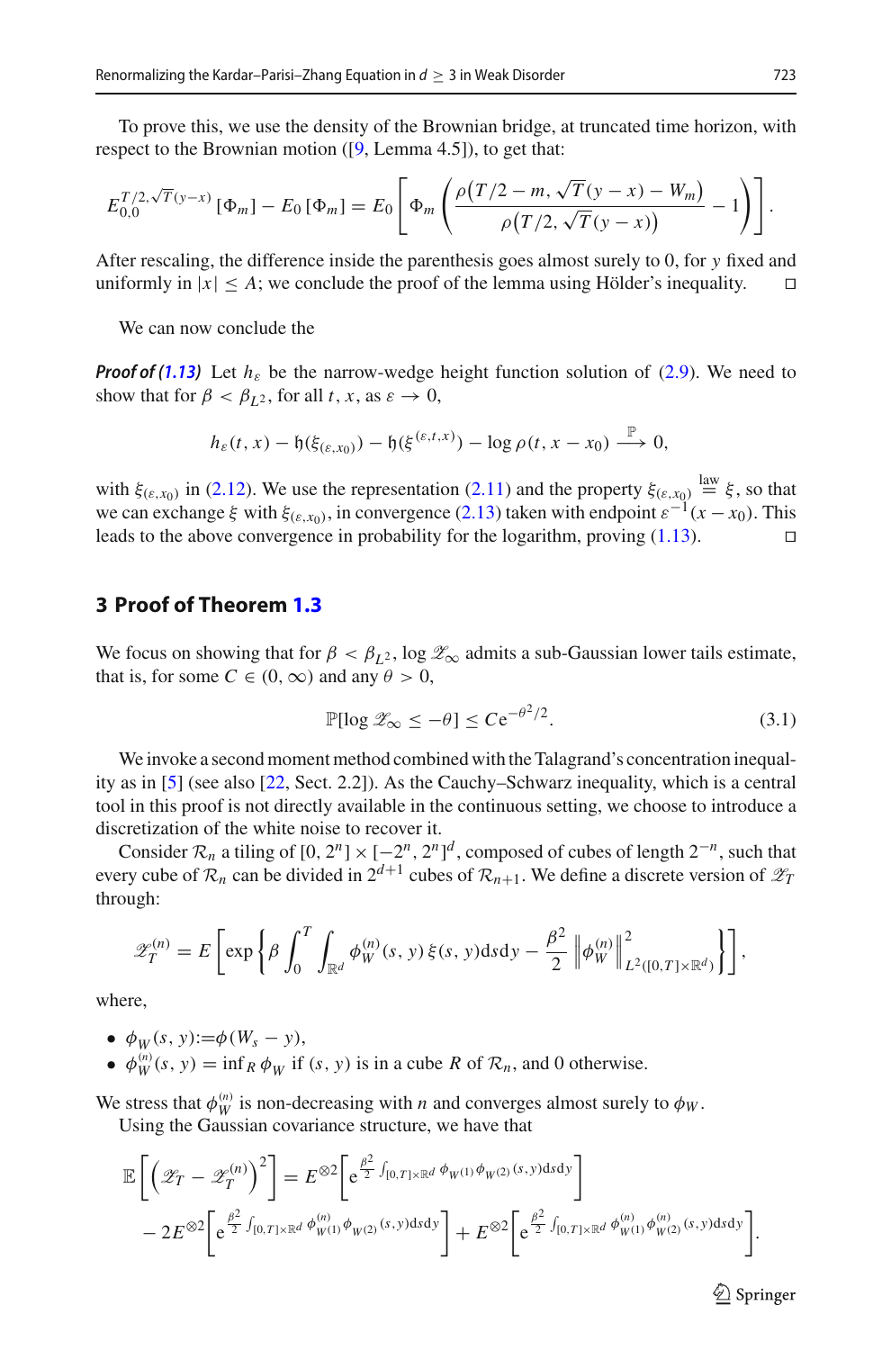To prove this, we use the density of the Brownian bridge, at truncated time horizon, with respect to the Brownian motion ([9, Lemma 4.5]), to get that:

$$E_{0,0}^{T/2,\sqrt{T}(y-x)}\left[\Phi_m\right] - E_0\left[\Phi_m\right] = E_0\left[\Phi_m\left(\frac{\rho\big(T/2-m,\sqrt{T}(y-x)-W_m\big)}{\rho\big(T/2,\sqrt{T}(y-x)\big)} - 1\right)\right].$$

After rescaling, the difference inside the parenthesis goes almost surely to 0, for $y$ fixed and uniformly in $|x| \le A$; we conclude the proof of the lemma using Hölder's inequality. □

We can now conclude the

***Proof of (1.13)*** Let $h_\varepsilon$ be the narrow-wedge height function solution of (2.9). We need to show that for $\beta < \beta_{L^2}$, for all $t, x$, as $\varepsilon \to 0$,

$$h_\varepsilon(t,x) - \mathfrak{h}(\xi_{(\varepsilon,x_0)}) - \mathfrak{h}(\xi^{(\varepsilon,t,x)}) - \log\rho(t, x-x_0) \xrightarrow{\mathbb{P}} 0,$$

with $\xi_{(\varepsilon,x_0)}$ in (2.12). We use the representation (2.11) and the property $\xi_{(\varepsilon,x_0)} \overset{\text{law}}{=} \xi$, so that we can exchange $\xi$ with $\xi_{(\varepsilon,x_0)}$, in convergence (2.13) taken with endpoint $\varepsilon^{-1}(x-x_0)$. This leads to the above convergence in probability for the logarithm, proving (1.13). □

## 3 Proof of Theorem 1.3

We focus on showing that for $\beta < \beta_{L^2}$, $\log \mathscr{Z}_\infty$ admits a sub-Gaussian lower tails estimate, that is, for some $C \in (0,\infty)$ and any $\theta > 0$,

$$\mathbb{P}[\log \mathscr{Z}_\infty \le -\theta] \le C e^{-\theta^2/2}. \tag{3.1}$$

We invoke a second moment method combined with the Talagrand's concentration inequality as in [5] (see also [22, Sect. 2.2]). As the Cauchy–Schwarz inequality, which is a central tool in this proof is not directly available in the continuous setting, we choose to introduce a discretization of the white noise to recover it.

Consider $\mathcal{R}_n$ a tiling of $[0,2^n]\times[-2^n,2^n]^d$, composed of cubes of length $2^{-n}$, such that every cube of $\mathcal{R}_n$ can be divided in $2^{d+1}$ cubes of $\mathcal{R}_{n+1}$. We define a discrete version of $\mathscr{Z}_T$ through:

$$\mathscr{Z}_T^{(n)} = E\left[\exp\left\{\beta\int_0^T\int_{\mathbb{R}^d}\phi_W^{(n)}(s,y)\,\xi(s,y)\mathrm{d}s\mathrm{d}y - \frac{\beta^2}{2}\left\|\phi_W^{(n)}\right\|^2_{L^2([0,T]\times\mathbb{R}^d)}\right\}\right],$$

where,

- $\phi_W(s,y) := \phi(W_s - y)$,
- $\phi_W^{(n)}(s,y) = \inf_R \phi_W$ if $(s,y)$ is in a cube $R$ of $\mathcal{R}_n$, and 0 otherwise.

We stress that $\phi_W^{(n)}$ is non-decreasing with $n$ and converges almost surely to $\phi_W$.

Using the Gaussian covariance structure, we have that

$$\mathbb{E}\left[\left(\mathscr{Z}_T - \mathscr{Z}_T^{(n)}\right)^2\right] = E^{\otimes 2}\left[e^{\frac{\beta^2}{2}\int_{[0,T]\times\mathbb{R}^d}\phi_{W^{(1)}}\phi_{W^{(2)}}(s,y)\mathrm{d}s\mathrm{d}y}\right]$$
$$- 2E^{\otimes 2}\left[e^{\frac{\beta^2}{2}\int_{[0,T]\times\mathbb{R}^d}\phi^{(n)}_{W^{(1)}}\phi_{W^{(2)}}(s,y)\mathrm{d}s\mathrm{d}y}\right] + E^{\otimes 2}\left[e^{\frac{\beta^2}{2}\int_{[0,T]\times\mathbb{R}^d}\phi^{(n)}_{W^{(1)}}\phi^{(n)}_{W^{(2)}}(s,y)\mathrm{d}s\mathrm{d}y}\right].$$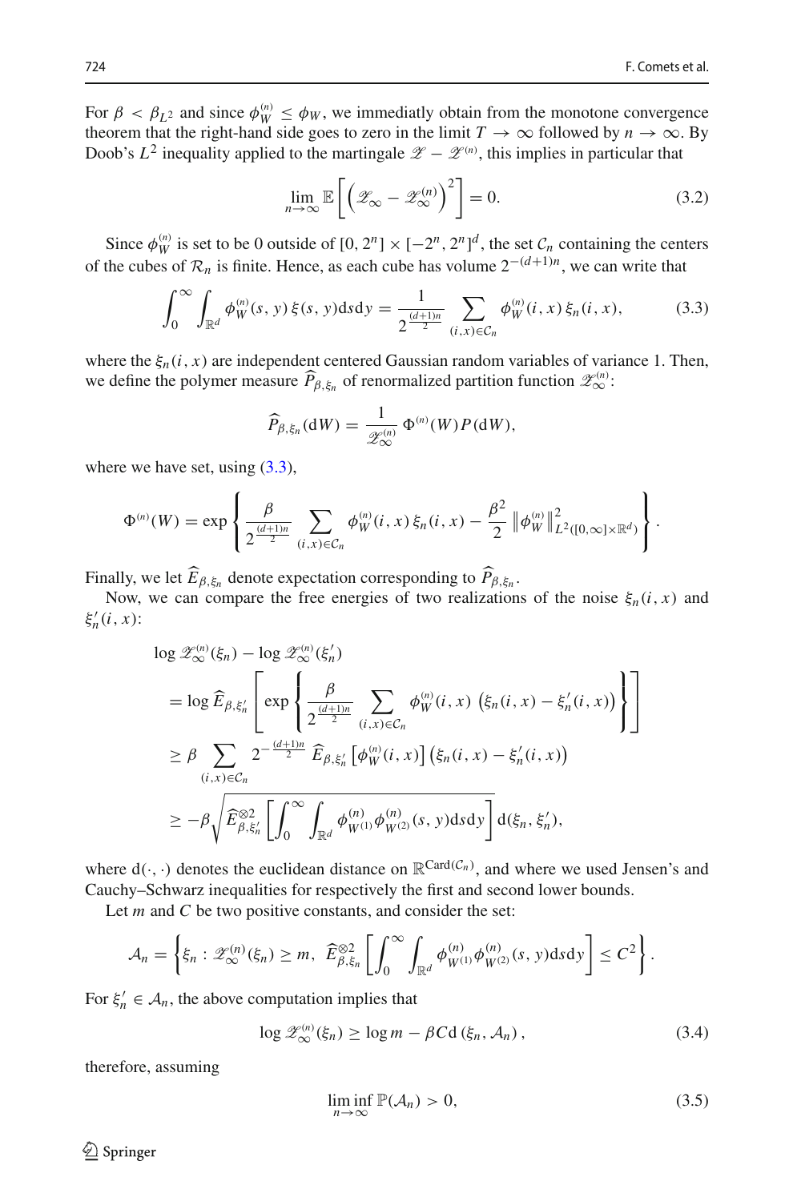For $\beta < \beta_{L^2}$ and since $\phi_W^{(n)} \le \phi_W$, we immediatly obtain from the monotone convergence theorem that the right-hand side goes to zero in the limit $T \to \infty$ followed by $n \to \infty$. By Doob's $L^2$ inequality applied to the martingale $\mathscr{Z} - \mathscr{Z}^{(n)}$, this implies in particular that

$$\lim_{n\to\infty} \mathbb{E}\left[\left(\mathscr{Z}_\infty - \mathscr{Z}_\infty^{(n)}\right)^2\right] = 0. \tag{3.2}$$

Since $\phi_W^{(n)}$ is set to be 0 outside of $[0, 2^n] \times [-2^n, 2^n]^d$, the set $\mathcal{C}_n$ containing the centers of the cubes of $\mathcal{R}_n$ is finite. Hence, as each cube has volume $2^{-(d+1)n}$, we can write that

$$\int_0^\infty \int_{\mathbb{R}^d} \phi_W^{(n)}(s, y)\, \xi(s, y) \mathrm{d}s\mathrm{d}y = \frac{1}{2^{\frac{(d+1)n}{2}}} \sum_{(i,x)\in\mathcal{C}_n} \phi_W^{(n)}(i, x)\, \xi_n(i, x), \tag{3.3}$$

where the $\xi_n(i, x)$ are independent centered Gaussian random variables of variance 1. Then, we define the polymer measure $\widehat{P}_{\beta,\xi_n}$ of renormalized partition function $\mathscr{Z}_\infty^{(n)}$:

$$\widehat{P}_{\beta,\xi_n}(\mathrm{d}W) = \frac{1}{\mathscr{Z}_\infty^{(n)}}\, \Phi^{(n)}(W) P(\mathrm{d}W),$$

where we have set, using (3.3),

$$\Phi^{(n)}(W) = \exp\left\{\frac{\beta}{2^{\frac{(d+1)n}{2}}} \sum_{(i,x)\in\mathcal{C}_n} \phi_W^{(n)}(i, x)\, \xi_n(i, x) - \frac{\beta^2}{2} \left\|\phi_W^{(n)}\right\|^2_{L^2([0,\infty]\times\mathbb{R}^d)}\right\}.$$

Finally, we let $\widehat{E}_{\beta,\xi_n}$ denote expectation corresponding to $\widehat{P}_{\beta,\xi_n}$.

Now, we can compare the free energies of two realizations of the noise $\xi_n(i, x)$ and $\xi_n'(i, x)$:

$$\begin{aligned}
&\log \mathscr{Z}_\infty^{(n)}(\xi_n) - \log \mathscr{Z}_\infty^{(n)}(\xi_n') \\
&= \log \widehat{E}_{\beta,\xi_n'}\left[\exp\left\{\frac{\beta}{2^{\frac{(d+1)n}{2}}} \sum_{(i,x)\in\mathcal{C}_n} \phi_W^{(n)}(i, x) \left(\xi_n(i, x) - \xi_n'(i, x)\right)\right\}\right] \\
&\ge \beta \sum_{(i,x)\in\mathcal{C}_n} 2^{-\frac{(d+1)n}{2}}\, \widehat{E}_{\beta,\xi_n'}\left[\phi_W^{(n)}(i, x)\right] \left(\xi_n(i, x) - \xi_n'(i, x)\right) \\
&\ge -\beta \sqrt{\widehat{E}^{\otimes 2}_{\beta,\xi_n'}\left[\int_0^\infty \int_{\mathbb{R}^d} \phi^{(n)}_{W^{(1)}} \phi^{(n)}_{W^{(2)}}(s, y) \mathrm{d}s\mathrm{d}y\right]}\, \mathrm{d}(\xi_n, \xi_n'),
\end{aligned}$$

where $\mathrm{d}(\cdot, \cdot)$ denotes the euclidean distance on $\mathbb{R}^{\mathrm{Card}(\mathcal{C}_n)}$, and where we used Jensen's and Cauchy–Schwarz inequalities for respectively the first and second lower bounds.

Let $m$ and $C$ be two positive constants, and consider the set:

$$\mathcal{A}_n = \left\{\xi_n : \mathscr{Z}_\infty^{(n)}(\xi_n) \ge m,\ \widehat{E}^{\otimes 2}_{\beta,\xi_n}\left[\int_0^\infty \int_{\mathbb{R}^d} \phi^{(n)}_{W^{(1)}} \phi^{(n)}_{W^{(2)}}(s, y) \mathrm{d}s\mathrm{d}y\right] \le C^2\right\}.$$

For $\xi_n' \in \mathcal{A}_n$, the above computation implies that

$$\log \mathscr{Z}_\infty^{(n)}(\xi_n) \ge \log m - \beta C \mathrm{d}\left(\xi_n, \mathcal{A}_n\right), \tag{3.4}$$

therefore, assuming

$$\liminf_{n\to\infty} \mathbb{P}(\mathcal{A}_n) > 0, \tag{3.5}$$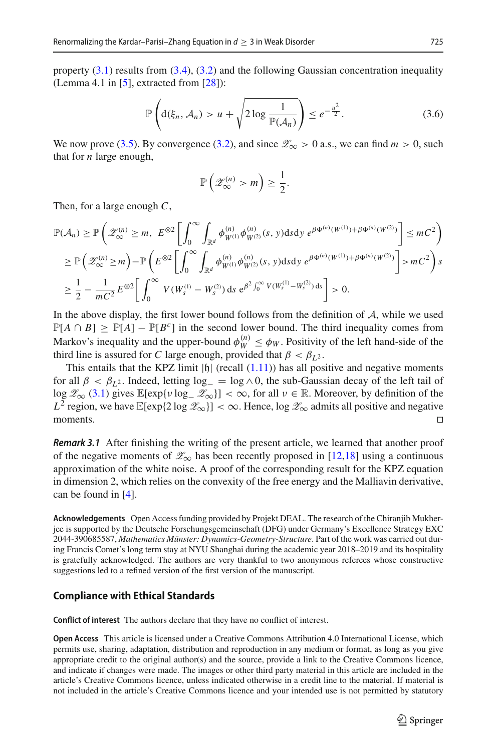property (3.1) results from (3.4), (3.2) and the following Gaussian concentration inequality (Lemma 4.1 in [5], extracted from [28]):

$$\mathbb{P}\left(\mathrm{d}(\xi_n, \mathcal{A}_n) > u + \sqrt{2\log\frac{1}{\mathbb{P}(\mathcal{A}_n)}}\right) \le e^{-\frac{u^2}{2}}. \tag{3.6}$$

We now prove (3.5). By convergence (3.2), and since $\mathscr{Z}_\infty > 0$ a.s., we can find $m > 0$, such that for $n$ large enough,

$$\mathbb{P}\left(\mathscr{Z}_\infty^{(n)} > m\right) \ge \frac{1}{2}.$$

Then, for a large enough $C$,

$$\begin{aligned}
\mathbb{P}(\mathcal{A}_n) &\ge \mathbb{P}\left(\mathscr{Z}_\infty^{(n)} \ge m,\ E^{\otimes 2}\left[\int_0^\infty \int_{\mathbb{R}^d} \phi^{(n)}_{W^{(1)}}\phi^{(n)}_{W^{(2)}}(s,y)\mathrm{d}s\mathrm{d}y\ e^{\beta\Phi^{(n)}(W^{(1)})+\beta\Phi^{(n)}(W^{(2)})}\right] \le mC^2\right)\\
&\ge \mathbb{P}\left(\mathscr{Z}_\infty^{(n)} \ge m\right) - \mathbb{P}\left(E^{\otimes 2}\left[\int_0^\infty \int_{\mathbb{R}^d} \phi^{(n)}_{W^{(1)}}\phi^{(n)}_{W^{(2)}}(s,y)\mathrm{d}s\mathrm{d}y\ e^{\beta\Phi^{(n)}(W^{(1)})+\beta\Phi^{(n)}(W^{(2)})}\right] > mC^2\right) s\\
&\ge \frac{1}{2} - \frac{1}{mC^2}E^{\otimes 2}\left[\int_0^\infty V(W_s^{(1)} - W_s^{(2)})\,\mathrm{d}s\ e^{\beta^2\int_0^\infty V(W_s^{(1)}-W_s^{(2)})\,\mathrm{d}s}\right] > 0.
\end{aligned}$$

In the above display, the first lower bound follows from the definition of $\mathcal{A}$, while we used $\mathbb{P}[A \cap B] \ge \mathbb{P}[A] - \mathbb{P}[B^c]$ in the second lower bound. The third inequality comes from Markov's inequality and the upper-bound $\phi_W^{(n)} \le \phi_W$. Positivity of the left hand-side of the third line is assured for $C$ large enough, provided that $\beta < \beta_{L^2}$.

This entails that the KPZ limit $|\mathfrak{h}|$ (recall (1.11)) has all positive and negative moments for all $\beta < \beta_{L^2}$. Indeed, letting $\log_- = \log \wedge 0$, the sub-Gaussian decay of the left tail of $\log \mathscr{Z}_\infty$ (3.1) gives $\mathbb{E}[\exp\{\nu \log_- \mathscr{Z}_\infty\}] < \infty$, for all $\nu \in \mathbb{R}$. Moreover, by definition of the $L^2$ region, we have $\mathbb{E}[\exp\{2\log \mathscr{Z}_\infty\}] < \infty$. Hence, $\log \mathscr{Z}_\infty$ admits all positive and negative moments. □

***Remark 3.1*** After finishing the writing of the present article, we learned that another proof of the negative moments of $\mathscr{Z}_\infty$ has been recently proposed in [12,18] using a continuous approximation of the white noise. A proof of the corresponding result for the KPZ equation in dimension 2, which relies on the convexity of the free energy and the Malliavin derivative, can be found in [4].

**Acknowledgements** Open Access funding provided by Projekt DEAL. The research of the Chiranjib Mukherjee is supported by the Deutsche Forschungsgemeinschaft (DFG) under Germany's Excellence Strategy EXC 2044-390685587, *Mathematics Münster: Dynamics-Geometry-Structure*. Part of the work was carried out during Francis Comet's long term stay at NYU Shanghai during the academic year 2018–2019 and its hospitality is gratefully acknowledged. The authors are very thankful to two anonymous referees whose constructive suggestions led to a refined version of the first version of the manuscript.

## Compliance with Ethical Standards

**Conflict of interest** The authors declare that they have no conflict of interest.

**Open Access** This article is licensed under a Creative Commons Attribution 4.0 International License, which permits use, sharing, adaptation, distribution and reproduction in any medium or format, as long as you give appropriate credit to the original author(s) and the source, provide a link to the Creative Commons licence, and indicate if changes were made. The images or other third party material in this article are included in the article's Creative Commons licence, unless indicated otherwise in a credit line to the material. If material is not included in the article's Creative Commons licence and your intended use is not permitted by statutory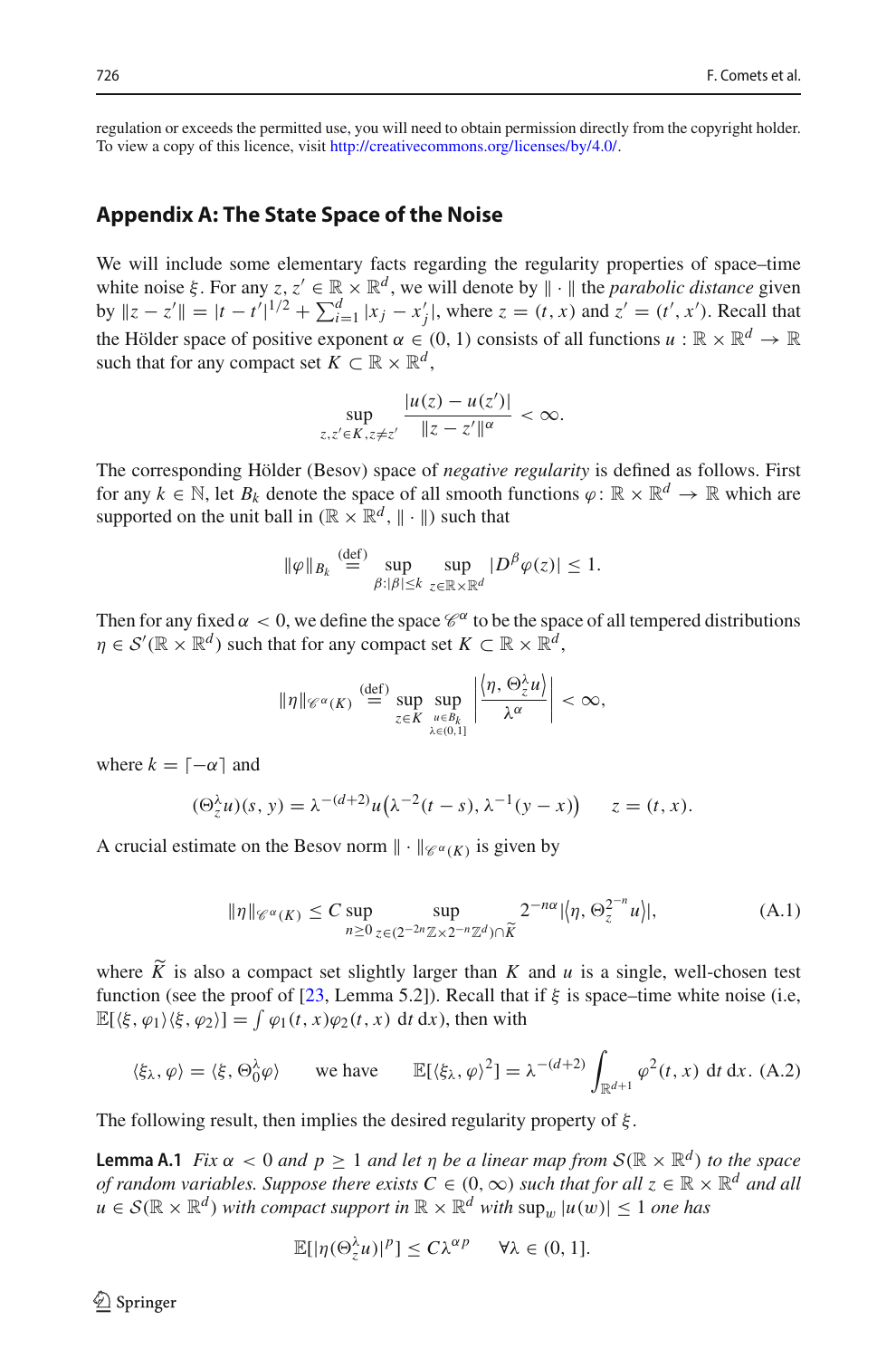regulation or exceeds the permitted use, you will need to obtain permission directly from the copyright holder. To view a copy of this licence, visit http://creativecommons.org/licenses/by/4.0/.

## Appendix A: The State Space of the Noise

We will include some elementary facts regarding the regularity properties of space–time white noise $\xi$. For any $z, z' \in \mathbb{R} \times \mathbb{R}^d$, we will denote by $\|\cdot\|$ the *parabolic distance* given by $\|z - z'\| = |t - t'|^{1/2} + \sum_{i=1}^d |x_j - x_j'|$, where $z = (t, x)$ and $z' = (t', x')$. Recall that the Hölder space of positive exponent $\alpha \in (0, 1)$ consists of all functions $u : \mathbb{R} \times \mathbb{R}^d \to \mathbb{R}$ such that for any compact set $K \subset \mathbb{R} \times \mathbb{R}^d$,

$$\sup_{z, z' \in K, z \neq z'} \frac{|u(z) - u(z')|}{\|z - z'\|^\alpha} < \infty.$$

The corresponding Hölder (Besov) space of *negative regularity* is defined as follows. First for any $k \in \mathbb{N}$, let $B_k$ denote the space of all smooth functions $\varphi \colon \mathbb{R} \times \mathbb{R}^d \to \mathbb{R}$ which are supported on the unit ball in $(\mathbb{R} \times \mathbb{R}^d, \|\cdot\|)$ such that

$$\|\varphi\|_{B_k} \stackrel{\text{(def)}}{=} \sup_{\beta : |\beta| \leq k} \sup_{z \in \mathbb{R} \times \mathbb{R}^d} |D^\beta \varphi(z)| \leq 1.$$

Then for any fixed $\alpha < 0$, we define the space $\mathscr{C}^\alpha$ to be the space of all tempered distributions $\eta \in \mathcal{S}'(\mathbb{R} \times \mathbb{R}^d)$ such that for any compact set $K \subset \mathbb{R} \times \mathbb{R}^d$,

$$\|\eta\|_{\mathscr{C}^\alpha(K)} \stackrel{\text{(def)}}{=} \sup_{z \in K} \sup_{\substack{u \in B_k \\ \lambda \in (0,1]}} \left| \frac{\langle \eta, \Theta_z^\lambda u \rangle}{\lambda^\alpha} \right| < \infty,$$

where $k = \lceil -\alpha \rceil$ and

$$(\Theta_z^\lambda u)(s, y) = \lambda^{-(d+2)} u\big(\lambda^{-2}(t - s), \lambda^{-1}(y - x)\big) \qquad z = (t, x).$$

A crucial estimate on the Besov norm $\|\cdot\|_{\mathscr{C}^\alpha(K)}$ is given by

$$\|\eta\|_{\mathscr{C}^\alpha(K)} \leq C \sup_{n \geq 0} \sup_{z \in (2^{-2n}\mathbb{Z} \times 2^{-n}\mathbb{Z}^d) \cap \widetilde{K}} 2^{-n\alpha} |\langle \eta, \Theta_z^{2^{-n}} u \rangle|, \tag{A.1}$$

where $\widetilde{K}$ is also a compact set slightly larger than $K$ and $u$ is a single, well-chosen test function (see the proof of [23, Lemma 5.2]). Recall that if $\xi$ is space–time white noise (i.e, $\mathbb{E}[\langle \xi, \varphi_1 \rangle \langle \xi, \varphi_2 \rangle] = \int \varphi_1(t, x) \varphi_2(t, x) \, \mathrm{d}t \, \mathrm{d}x$), then with

$$\langle \xi_\lambda, \varphi \rangle = \langle \xi, \Theta_0^\lambda \varphi \rangle \qquad \text{we have} \qquad \mathbb{E}[\langle \xi_\lambda, \varphi \rangle^2] = \lambda^{-(d+2)} \int_{\mathbb{R}^{d+1}} \varphi^2(t, x) \, \mathrm{d}t \, \mathrm{d}x. \tag{A.2}$$

The following result, then implies the desired regularity property of $\xi$.

**Lemma A.1** *Fix $\alpha < 0$ and $p \geq 1$ and let $\eta$ be a linear map from $\mathcal{S}(\mathbb{R} \times \mathbb{R}^d)$ to the space of random variables. Suppose there exists $C \in (0, \infty)$ such that for all $z \in \mathbb{R} \times \mathbb{R}^d$ and all $u \in \mathcal{S}(\mathbb{R} \times \mathbb{R}^d)$ with compact support in $\mathbb{R} \times \mathbb{R}^d$ with $\sup_w |u(w)| \leq 1$ one has*

$$\mathbb{E}[|\eta(\Theta_z^\lambda u)|^p] \leq C \lambda^{\alpha p} \qquad \forall \lambda \in (0, 1].$$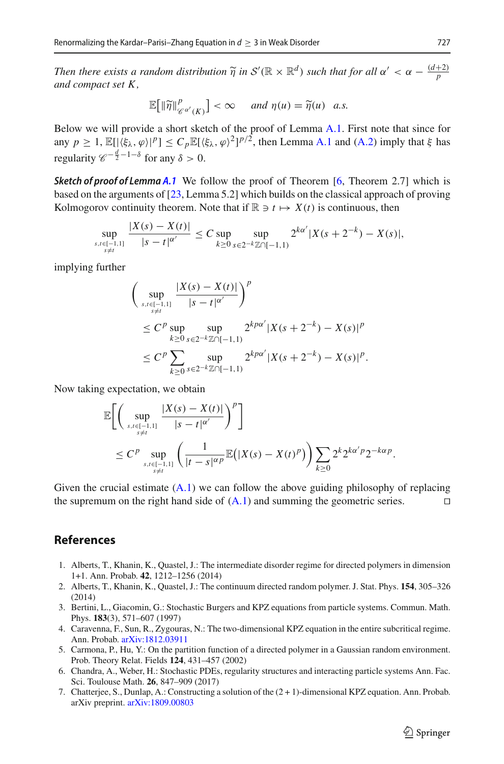*Then there exists a random distribution $\widetilde{\eta}$ in $\mathcal{S}'(\mathbb{R}\times\mathbb{R}^d)$ such that for all $\alpha' < \alpha - \frac{(d+2)}{p}$ and compact set $K$,*

$$\mathbb{E}\big[\|\widetilde{\eta}\|^p_{\mathscr{C}^{\alpha'}(K)}\big] < \infty \qquad \textit{and } \eta(u) = \widetilde{\eta}(u) \quad \textit{a.s.}$$

Below we will provide a short sketch of the proof of Lemma A.1. First note that since for any $p \geq 1$, $\mathbb{E}[|\langle \xi_\lambda, \varphi\rangle|^p] \leq C_p \mathbb{E}[\langle \xi_\lambda, \varphi\rangle^2]^{p/2}$, then Lemma A.1 and (A.2) imply that $\xi$ has regularity $\mathscr{C}^{-\frac{d}{2}-1-\delta}$ for any $\delta > 0$.

***Sketch of proof of Lemma A.1*** We follow the proof of Theorem [6, Theorem 2.7] which is based on the arguments of [23, Lemma 5.2] which builds on the classical approach of proving Kolmogorov continuity theorem. Note that if $\mathbb{R} \ni t \mapsto X(t)$ is continuous, then

$$\sup_{\substack{s,t\in[-1,1]\\ s\neq t}} \frac{|X(s)-X(t)|}{|s-t|^{\alpha'}} \leq C \sup_{k\geq 0} \sup_{s\in 2^{-k}\mathbb{Z}\cap[-1,1)} 2^{k\alpha'}|X(s+2^{-k})-X(s)|,$$

implying further

$$\begin{aligned}
&\Bigg(\sup_{\substack{s,t\in[-1,1]\\ s\neq t}} \frac{|X(s)-X(t)|}{|s-t|^{\alpha'}}\Bigg)^p\\
&\quad\leq C^p \sup_{k\geq 0} \sup_{s\in 2^{-k}\mathbb{Z}\cap[-1,1)} 2^{kp\alpha'}|X(s+2^{-k})-X(s)|^p\\
&\quad\leq C^p \sum_{k\geq 0} \sup_{s\in 2^{-k}\mathbb{Z}\cap[-1,1)} 2^{kp\alpha'}|X(s+2^{-k})-X(s)|^p.
\end{aligned}$$

Now taking expectation, we obtain

$$\begin{aligned}
&\mathbb{E}\Bigg[\Bigg(\sup_{\substack{s,t\in[-1,1]\\ s\neq t}} \frac{|X(s)-X(t)|}{|s-t|^{\alpha'}}\Bigg)^p\Bigg]\\
&\quad\leq C^p \sup_{\substack{s,t\in[-1,1]\\ s\neq t}} \bigg(\frac{1}{|t-s|^{\alpha p}}\mathbb{E}\big(|X(s)-X(t)^p\big)\bigg) \sum_{k\geq 0} 2^k 2^{k\alpha' p} 2^{-k\alpha p}.
\end{aligned}$$

Given the crucial estimate (A.1) we can follow the above guiding philosophy of replacing the supremum on the right hand side of (A.1) and summing the geometric series. □

## References

1. Alberts, T., Khanin, K., Quastel, J.: The intermediate disorder regime for directed polymers in dimension 1+1. Ann. Probab. **42**, 1212–1256 (2014)
2. Alberts, T., Khanin, K., Quastel, J.: The continuum directed random polymer. J. Stat. Phys. **154**, 305–326 (2014)
3. Bertini, L., Giacomin, G.: Stochastic Burgers and KPZ equations from particle systems. Commun. Math. Phys. **183**(3), 571–607 (1997)
4. Caravenna, F., Sun, R., Zygouras, N.: The two-dimensional KPZ equation in the entire subcritical regime. Ann. Probab. arXiv:1812.03911
5. Carmona, P., Hu, Y.: On the partition function of a directed polymer in a Gaussian random environment. Prob. Theory Relat. Fields **124**, 431–457 (2002)
6. Chandra, A., Weber, H.: Stochastic PDEs, regularity structures and interacting particle systems Ann. Fac. Sci. Toulouse Math. **26**, 847–909 (2017)
7. Chatterjee, S., Dunlap, A.: Constructing a solution of the (2 + 1)-dimensional KPZ equation. Ann. Probab. arXiv preprint. arXiv:1809.00803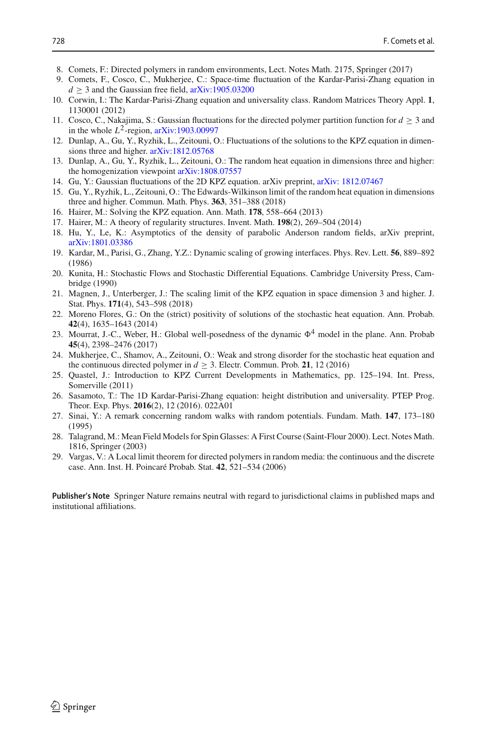8. Comets, F.: Directed polymers in random environments, Lect. Notes Math. 2175, Springer (2017)
9. Comets, F., Cosco, C., Mukherjee, C.: Space-time fluctuation of the Kardar-Parisi-Zhang equation in $d \geq 3$ and the Gaussian free field, arXiv:1905.03200
10. Corwin, I.: The Kardar-Parisi-Zhang equation and universality class. Random Matrices Theory Appl. **1**, 1130001 (2012)
11. Cosco, C., Nakajima, S.: Gaussian fluctuations for the directed polymer partition function for $d \geq 3$ and in the whole $L^2$-region, arXiv:1903.00997
12. Dunlap, A., Gu, Y., Ryzhik, L., Zeitouni, O.: Fluctuations of the solutions to the KPZ equation in dimensions three and higher. arXiv:1812.05768
13. Dunlap, A., Gu, Y., Ryzhik, L., Zeitouni, O.: The random heat equation in dimensions three and higher: the homogenization viewpoint arXiv:1808.07557
14. Gu, Y.: Gaussian fluctuations of the 2D KPZ equation. arXiv preprint, arXiv: 1812.07467
15. Gu, Y., Ryzhik, L., Zeitouni, O.: The Edwards-Wilkinson limit of the random heat equation in dimensions three and higher. Commun. Math. Phys. **363**, 351–388 (2018)
16. Hairer, M.: Solving the KPZ equation. Ann. Math. **178**, 558–664 (2013)
17. Hairer, M.: A theory of regularity structures. Invent. Math. **198**(2), 269–504 (2014)
18. Hu, Y., Le, K.: Asymptotics of the density of parabolic Anderson random fields, arXiv preprint, arXiv:1801.03386
19. Kardar, M., Parisi, G., Zhang, Y.Z.: Dynamic scaling of growing interfaces. Phys. Rev. Lett. **56**, 889–892 (1986)
20. Kunita, H.: Stochastic Flows and Stochastic Differential Equations. Cambridge University Press, Cambridge (1990)
21. Magnen, J., Unterberger, J.: The scaling limit of the KPZ equation in space dimension 3 and higher. J. Stat. Phys. **171**(4), 543–598 (2018)
22. Moreno Flores, G.: On the (strict) positivity of solutions of the stochastic heat equation. Ann. Probab. **42**(4), 1635–1643 (2014)
23. Mourrat, J.-C., Weber, H.: Global well-posedness of the dynamic $\Phi^4$ model in the plane. Ann. Probab **45**(4), 2398–2476 (2017)
24. Mukherjee, C., Shamov, A., Zeitouni, O.: Weak and strong disorder for the stochastic heat equation and the continuous directed polymer in $d \geq 3$. Electr. Commun. Prob. **21**, 12 (2016)
25. Quastel, J.: Introduction to KPZ Current Developments in Mathematics, pp. 125–194. Int. Press, Somerville (2011)
26. Sasamoto, T.: The 1D Kardar-Parisi-Zhang equation: height distribution and universality. PTEP Prog. Theor. Exp. Phys. **2016**(2), 12 (2016). 022A01
27. Sinai, Y.: A remark concerning random walks with random potentials. Fundam. Math. **147**, 173–180 (1995)
28. Talagrand, M.: Mean Field Models for Spin Glasses: A First Course (Saint-Flour 2000). Lect. Notes Math. 1816, Springer (2003)
29. Vargas, V.: A Local limit theorem for directed polymers in random media: the continuous and the discrete case. Ann. Inst. H. Poincaré Probab. Stat. **42**, 521–534 (2006)

**Publisher's Note** Springer Nature remains neutral with regard to jurisdictional claims in published maps and institutional affiliations.